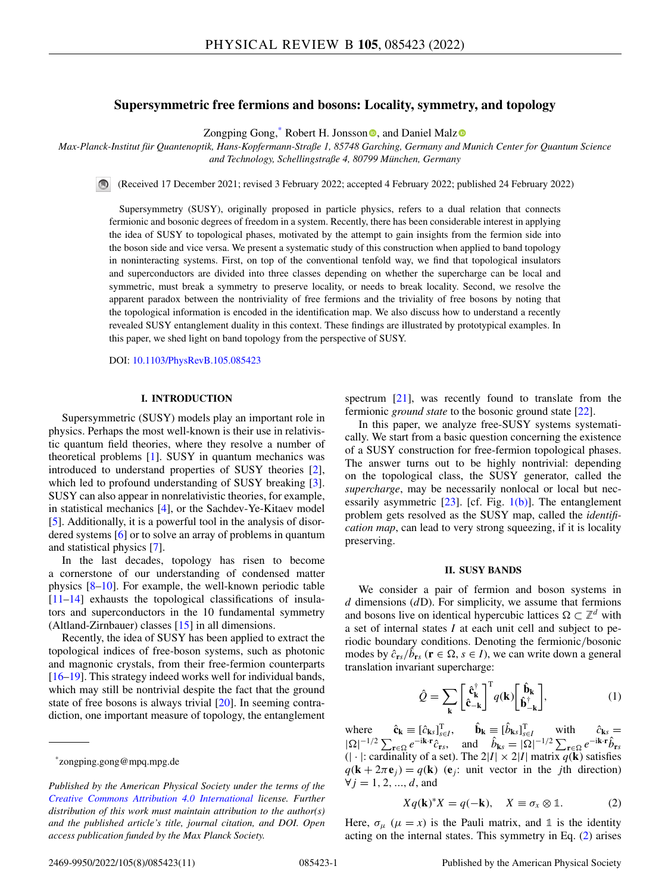# Supersymmetric free fermions and bosons: Locality, symmetry, and topology

Zongping Gong,[*] Robert H. Jonsson, and Daniel Malz

*Max-Planck-Institut für Quantenoptik, Hans-Kopfermann-Straße 1, 85748 Garching, Germany and Munich Center for Quantum Science and Technology, Schellingstraße 4, 80799 München, Germany*

(Received 17 December 2021; revised 3 February 2022; accepted 4 February 2022; published 24 February 2022)

Supersymmetry (SUSY), originally proposed in particle physics, refers to a dual relation that connects fermionic and bosonic degrees of freedom in a system. Recently, there has been considerable interest in applying the idea of SUSY to topological phases, motivated by the attempt to gain insights from the fermion side into the boson side and vice versa. We present a systematic study of this construction when applied to band topology in noninteracting systems. First, on top of the conventional tenfold way, we find that topological insulators and superconductors are divided into three classes depending on whether the supercharge can be local and symmetric, must break a symmetry to preserve locality, or needs to break locality. Second, we resolve the apparent paradox between the nontriviality of free fermions and the triviality of free bosons by noting that the topological information is encoded in the identification map. We also discuss how to understand a recently revealed SUSY entanglement duality in this context. These findings are illustrated by prototypical examples. In this paper, we shed light on band topology from the perspective of SUSY.

DOI: 10.1103/PhysRevB.105.085423

## I. INTRODUCTION

Supersymmetric (SUSY) models play an important role in physics. Perhaps the most well-known is their use in relativistic quantum field theories, where they resolve a number of theoretical problems [1]. SUSY in quantum mechanics was introduced to understand properties of SUSY theories [2], which led to profound understanding of SUSY breaking [3]. SUSY can also appear in nonrelativistic theories, for example, in statistical mechanics [4], or the Sachdev-Ye-Kitaev model [5]. Additionally, it is a powerful tool in the analysis of disordered systems [6] or to solve an array of problems in quantum and statistical physics [7].

In the last decades, topology has risen to become a cornerstone of our understanding of condensed matter physics [8–10]. For example, the well-known periodic table [11–14] exhausts the topological classifications of insulators and superconductors in the 10 fundamental symmetry (Altland-Zirnbauer) classes [15] in all dimensions.

Recently, the idea of SUSY has been applied to extract the topological indices of free-boson systems, such as photonic and magnonic crystals, from their free-fermion counterparts [16–19]. This strategy indeed works well for individual bands, which may still be nontrivial despite the fact that the ground state of free bosons is always trivial [20]. In seeming contradiction, one important measure of topology, the entanglement spectrum [21], was recently found to translate from the fermionic *ground state* to the bosonic ground state [22].

In this paper, we analyze free-SUSY systems systematically. We start from a basic question concerning the existence of a SUSY construction for free-fermion topological phases. The answer turns out to be highly nontrivial: depending on the topological class, the SUSY generator, called the *supercharge*, may be necessarily nonlocal or local but necessarily asymmetric [23]. [cf. Fig. 1(b)]. The entanglement problem gets resolved as the SUSY map, called the *identification map*, can lead to very strong squeezing, if it is locality preserving.

## II. SUSY BANDS

We consider a pair of fermion and boson systems in $d$ dimensions ($d$D). For simplicity, we assume that fermions and bosons live on identical hypercubic lattices $\Omega \subset \mathbb{Z}^d$ with a set of internal states $I$ at each unit cell and subject to periodic boundary conditions. Denoting the fermionic/bosonic modes by $\hat{c}_{\mathbf{r}s}/\hat{b}_{\mathbf{r}s}$ ($\mathbf{r} \in \Omega$, $s \in I$), we can write down a general translation invariant supercharge:

$$\hat{Q} = \sum_{\mathbf{k}} \begin{bmatrix} \hat{\mathbf{c}}^\dagger_{\mathbf{k}} \\ \hat{\mathbf{c}}_{-\mathbf{k}} \end{bmatrix}^{\mathrm{T}} q(\mathbf{k}) \begin{bmatrix} \hat{\mathbf{b}}_{\mathbf{k}} \\ \hat{\mathbf{b}}^\dagger_{-\mathbf{k}} \end{bmatrix}, \tag{1}$$

where $\hat{\mathbf{c}}_{\mathbf{k}} \equiv [\hat{c}_{\mathbf{k}s}]^{\mathrm{T}}_{s\in I}$, $\hat{\mathbf{b}}_{\mathbf{k}} \equiv [\hat{b}_{\mathbf{k}s}]^{\mathrm{T}}_{s\in I}$ with $\hat{c}_{\mathbf{k}s} = |\Omega|^{-1/2} \sum_{\mathbf{r}\in\Omega} e^{-i\mathbf{k}\cdot\mathbf{r}} \hat{c}_{\mathbf{r}s}$, and $\hat{b}_{\mathbf{k}s} = |\Omega|^{-1/2} \sum_{\mathbf{r}\in\Omega} e^{-i\mathbf{k}\cdot\mathbf{r}} \hat{b}_{\mathbf{r}s}$ ($|\cdot|$: cardinality of a set). The $2|I| \times 2|I|$ matrix $q(\mathbf{k})$ satisfies $q(\mathbf{k} + 2\pi \mathbf{e}_j) = q(\mathbf{k})$ ($\mathbf{e}_j$: unit vector in the $j$th direction) $\forall j = 1, 2, ..., d$, and

$$X q(\mathbf{k})^* X = q(-\mathbf{k}), \quad X \equiv \sigma_x \otimes \mathbb{1}. \tag{2}$$

Here, $\sigma_\mu$ ($\mu = x$) is the Pauli matrix, and $\mathbb{1}$ is the identity acting on the internal states. This symmetry in Eq. (2) arises

---

[*] zongping.gong@mpq.mpg.de

*Published by the American Physical Society under the terms of the Creative Commons Attribution 4.0 International license. Further distribution of this work must maintain attribution to the author(s) and the published article's title, journal citation, and DOI. Open access publication funded by the Max Planck Society.*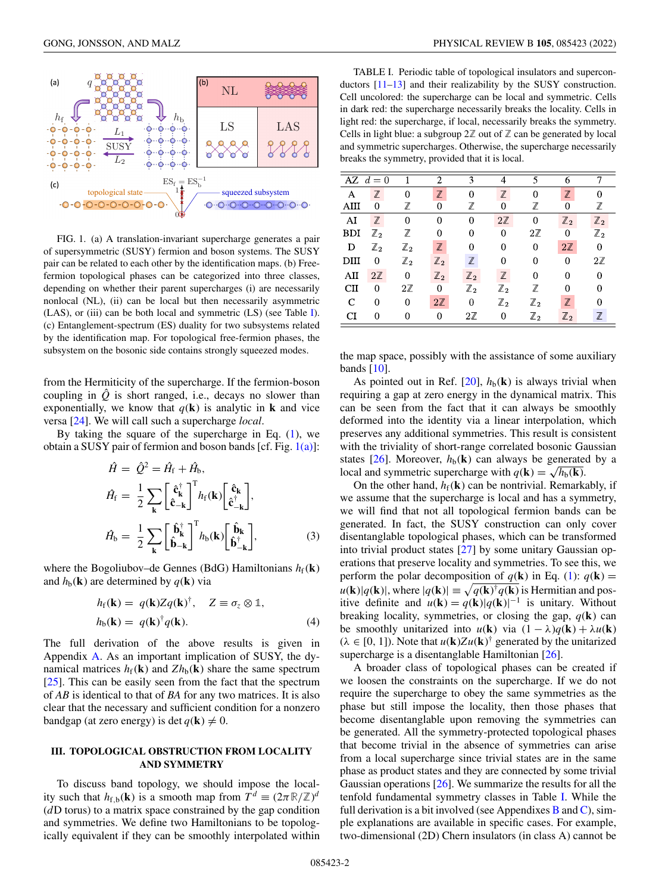FIG. 1. (a) A translation-invariant supercharge generates a pair of supersymmetric (SUSY) fermion and boson systems. The SUSY pair can be related to each other by the identification maps. (b) Free-fermion topological phases can be categorized into three classes, depending on whether their parent supercharges (i) are necessarily nonlocal (NL), (ii) can be local but then necessarily asymmetric (LAS), or (iii) can be both local and symmetric (LS) (see Table I). (c) Entanglement-spectrum (ES) duality for two subsystems related by the identification map. For topological free-fermion phases, the subsystem on the bosonic side contains strongly squeezed modes.

from the Hermiticity of the supercharge. If the fermion-boson coupling in $\hat{Q}$ is short ranged, i.e., decays no slower than exponentially, we know that $q(\mathbf{k})$ is analytic in $\mathbf{k}$ and vice versa [24]. We will call such a supercharge *local*.

By taking the square of the supercharge in Eq. (1), we obtain a SUSY pair of fermion and boson bands [cf. Fig. 1(a)]:

$$
\begin{aligned}
\hat{H} &= \hat{Q}^2 = \hat{H}_\mathrm{f} + \hat{H}_\mathrm{b}, \\
\hat{H}_\mathrm{f} &= \frac{1}{2}\sum_{\mathbf{k}} \begin{bmatrix} \hat{\mathbf{c}}_{\mathbf{k}}^\dagger \\ \hat{\mathbf{c}}_{-\mathbf{k}} \end{bmatrix}^\mathrm{T} h_\mathrm{f}(\mathbf{k}) \begin{bmatrix} \hat{\mathbf{c}}_{\mathbf{k}} \\ \hat{\mathbf{c}}_{-\mathbf{k}}^\dagger \end{bmatrix}, \\
\hat{H}_\mathrm{b} &= \frac{1}{2}\sum_{\mathbf{k}} \begin{bmatrix} \hat{\mathbf{b}}_{\mathbf{k}}^\dagger \\ \hat{\mathbf{b}}_{-\mathbf{k}} \end{bmatrix}^\mathrm{T} h_\mathrm{b}(\mathbf{k}) \begin{bmatrix} \hat{\mathbf{b}}_{\mathbf{k}} \\ \hat{\mathbf{b}}_{-\mathbf{k}}^\dagger \end{bmatrix},
\end{aligned} \tag{3}
$$

where the Bogoliubov–de Gennes (BdG) Hamiltonians $h_\mathrm{f}(\mathbf{k})$ and $h_\mathrm{b}(\mathbf{k})$ are determined by $q(\mathbf{k})$ via

$$
\begin{aligned}
h_\mathrm{f}(\mathbf{k}) &= q(\mathbf{k}) Z q(\mathbf{k})^\dagger, \quad Z \equiv \sigma_z \otimes \mathbb{1}, \\
h_\mathrm{b}(\mathbf{k}) &= q(\mathbf{k})^\dagger q(\mathbf{k}).
\end{aligned} \tag{4}
$$

The full derivation of the above results is given in Appendix A. As an important implication of SUSY, the dynamical matrices $h_\mathrm{f}(\mathbf{k})$ and $Zh_\mathrm{b}(\mathbf{k})$ share the same spectrum [25]. This can be easily seen from the fact that the spectrum of $AB$ is identical to that of $BA$ for any two matrices. It is also clear that the necessary and sufficient condition for a nonzero bandgap (at zero energy) is $\det q(\mathbf{k}) \neq 0$.

## III. TOPOLOGICAL OBSTRUCTION FROM LOCALITY AND SYMMETRY

To discuss band topology, we should impose the locality such that $h_{\mathrm{f,b}}(\mathbf{k})$ is a smooth map from $T^d \equiv (2\pi\mathbb{R}/\mathbb{Z})^d$ ($d$D torus) to a matrix space constrained by the gap condition and symmetries. We define two Hamiltonians to be topologically equivalent if they can be smoothly interpolated within the map space, possibly with the assistance of some auxiliary bands [10].

TABLE I. Periodic table of topological insulators and superconductors [11–13] and their realizability by the SUSY construction. Cell uncolored: the supercharge can be local and symmetric. Cells in dark red: the supercharge necessarily breaks the locality. Cells in light red: the supercharge, if local, necessarily breaks the symmetry. Cells in light blue: a subgroup $2\mathbb{Z}$ out of $\mathbb{Z}$ can be generated by local and symmetric supercharges. Otherwise, the supercharge necessarily breaks the symmetry, provided that it is local.

| AZ | $d=0$ | 1 | 2 | 3 | 4 | 5 | 6 | 7 |
|---|---|---|---|---|---|---|---|---|
| A | $\mathbb{Z}$ | 0 | $\mathbb{Z}$ | 0 | $\mathbb{Z}$ | 0 | $\mathbb{Z}$ | 0 |
| AIII | 0 | $\mathbb{Z}$ | 0 | $\mathbb{Z}$ | 0 | $\mathbb{Z}$ | 0 | $\mathbb{Z}$ |
| AI | $\mathbb{Z}$ | 0 | 0 | 0 | $2\mathbb{Z}$ | 0 | $\mathbb{Z}_2$ | $\mathbb{Z}_2$ |
| BDI | $\mathbb{Z}_2$ | $\mathbb{Z}$ | 0 | 0 | 0 | $2\mathbb{Z}$ | 0 | $\mathbb{Z}_2$ |
| D | $\mathbb{Z}_2$ | $\mathbb{Z}_2$ | $\mathbb{Z}$ | 0 | 0 | 0 | $2\mathbb{Z}$ | 0 |
| DIII | 0 | $\mathbb{Z}_2$ | $\mathbb{Z}_2$ | $\mathbb{Z}$ | 0 | 0 | 0 | $2\mathbb{Z}$ |
| AII | $2\mathbb{Z}$ | 0 | $\mathbb{Z}_2$ | $\mathbb{Z}_2$ | $\mathbb{Z}$ | 0 | 0 | 0 |
| CII | 0 | $2\mathbb{Z}$ | 0 | $\mathbb{Z}_2$ | $\mathbb{Z}_2$ | $\mathbb{Z}$ | 0 | 0 |
| C | 0 | 0 | $2\mathbb{Z}$ | 0 | $\mathbb{Z}_2$ | $\mathbb{Z}_2$ | $\mathbb{Z}$ | 0 |
| CI | 0 | 0 | 0 | $2\mathbb{Z}$ | 0 | $\mathbb{Z}_2$ | $\mathbb{Z}_2$ | $\mathbb{Z}$ |

As pointed out in Ref. [20], $h_\mathrm{b}(\mathbf{k})$ is always trivial when requiring a gap at zero energy in the dynamical matrix. This can be seen from the fact that it can always be smoothly deformed into the identity via a linear interpolation, which preserves any additional symmetries. This result is consistent with the triviality of short-range correlated bosonic Gaussian states [26]. Moreover, $h_\mathrm{b}(\mathbf{k})$ can always be generated by a local and symmetric supercharge with $q(\mathbf{k}) = \sqrt{h_\mathrm{b}(\mathbf{k})}$.

On the other hand, $h_\mathrm{f}(\mathbf{k})$ can be nontrivial. Remarkably, if we assume that the supercharge is local and has a symmetry, we will find that not all topological fermion bands can be generated. In fact, the SUSY construction can only cover disentanglable topological phases, which can be transformed into trivial product states [27] by some unitary Gaussian operations that preserve locality and symmetries. To see this, we perform the polar decomposition of $q(\mathbf{k})$ in Eq. (1): $q(\mathbf{k}) = u(\mathbf{k})|q(\mathbf{k})|$, where $|q(\mathbf{k})| \equiv \sqrt{q(\mathbf{k})^\dagger q(\mathbf{k})}$ is Hermitian and positive definite and $u(\mathbf{k}) = q(\mathbf{k})|q(\mathbf{k})|^{-1}$ is unitary. Without breaking locality, symmetries, or closing the gap, $q(\mathbf{k})$ can be smoothly unitarized into $u(\mathbf{k})$ via $(1-\lambda)q(\mathbf{k}) + \lambda u(\mathbf{k})$ ($\lambda \in [0,1]$). Note that $u(\mathbf{k})Zu(\mathbf{k})^\dagger$ generated by the unitarized supercharge is a disentanglable Hamiltonian [26].

A broader class of topological phases can be created if we loosen the constraints on the supercharge. If we do not require the supercharge to obey the same symmetries as the phase but still impose the locality, then those phases that become disentanglable upon removing the symmetries can be generated. All the symmetry-protected topological phases that become trivial in the absence of symmetries can arise from a local supercharge since trivial states are in the same phase as product states and they are connected by some trivial Gaussian operations [26]. We summarize the results for all the tenfold fundamental symmetry classes in Table I. While the full derivation is a bit involved (see Appendixes B and C), simple explanations are available in specific cases. For example, two-dimensional (2D) Chern insulators (in class A) cannot be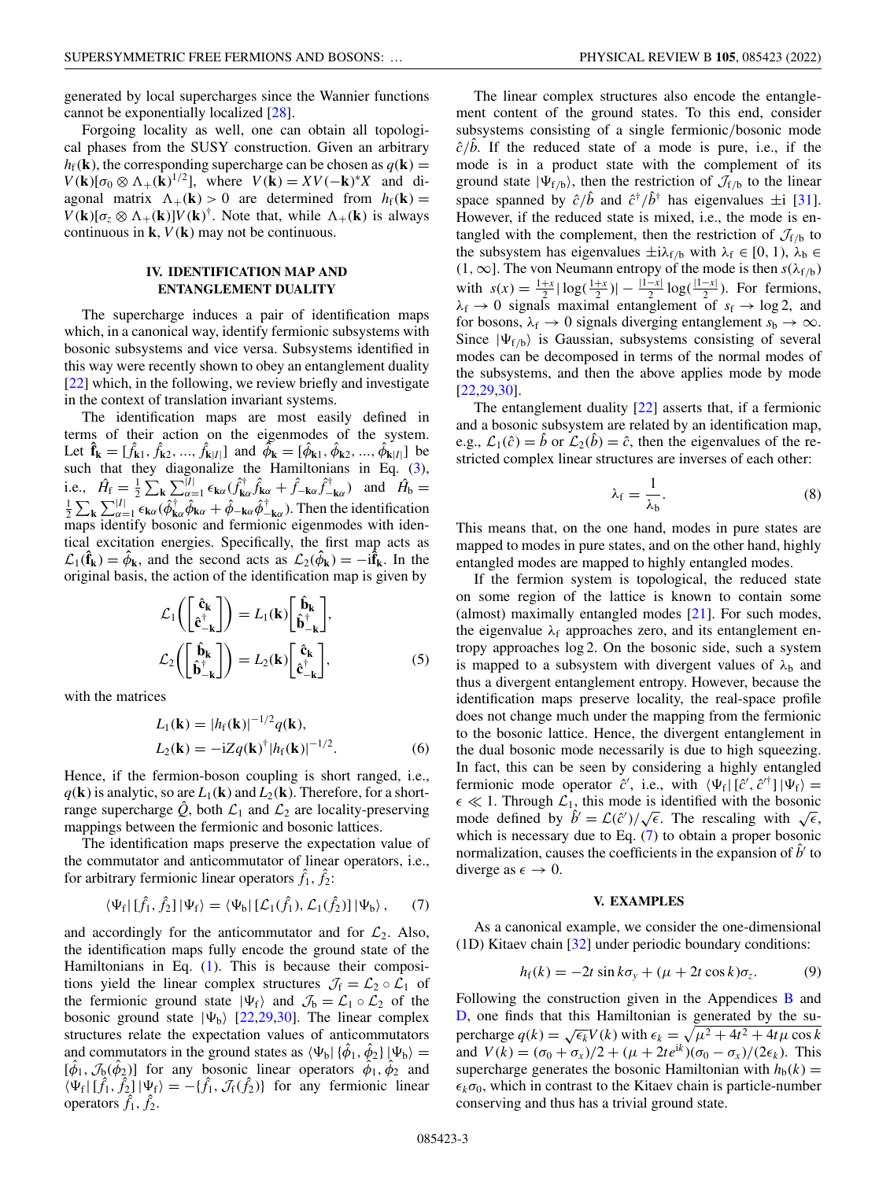generated by local supercharges since the Wannier functions cannot be exponentially localized [28].

Forgoing locality as well, one can obtain all topological phases from the SUSY construction. Given an arbitrary $h_{\rm f}(\mathbf{k})$, the corresponding supercharge can be chosen as $q(\mathbf{k}) = V(\mathbf{k})[\sigma_0 \otimes \Lambda_+(\mathbf{k})^{1/2}]$, where $V(\mathbf{k}) = XV(-\mathbf{k})^* X$ and diagonal matrix $\Lambda_+(\mathbf{k}) > 0$ are determined from $h_{\rm f}(\mathbf{k}) = V(\mathbf{k})[\sigma_z \otimes \Lambda_+(\mathbf{k})]V(\mathbf{k})^\dagger$. Note that, while $\Lambda_+(\mathbf{k})$ is always continuous in $\mathbf{k}$, $V(\mathbf{k})$ may not be continuous.

## IV. IDENTIFICATION MAP AND ENTANGLEMENT DUALITY

The supercharge induces a pair of identification maps which, in a canonical way, identify fermionic subsystems with bosonic subsystems and vice versa. Subsystems identified in this way were recently shown to obey an entanglement duality [22] which, in the following, we review briefly and investigate in the context of translation invariant systems.

The identification maps are most easily defined in terms of their action on the eigenmodes of the system. Let $\hat{\mathbf{f}}_\mathbf{k} = [\hat{f}_{\mathbf{k}1}, \hat{f}_{\mathbf{k}2}, ..., \hat{f}_{\mathbf{k}|I|}]$ and $\hat{\boldsymbol{\phi}}_\mathbf{k} = [\hat{\phi}_{\mathbf{k}1}, \hat{\phi}_{\mathbf{k}2}, ..., \hat{\phi}_{\mathbf{k}|I|}]$ be such that they diagonalize the Hamiltonians in Eq. (3), i.e., $\hat{H}_{\rm f} = \frac{1}{2}\sum_\mathbf{k}\sum_{\alpha=1}^{|I|}\epsilon_{\mathbf{k}\alpha}(\hat{f}^\dagger_{\mathbf{k}\alpha}\hat{f}_{\mathbf{k}\alpha} + \hat{f}_{-\mathbf{k}\alpha}\hat{f}^\dagger_{-\mathbf{k}\alpha})$ and $\hat{H}_{\rm b} = \frac{1}{2}\sum_\mathbf{k}\sum_{\alpha=1}^{|I|}\epsilon_{\mathbf{k}\alpha}(\hat{\phi}^\dagger_{\mathbf{k}\alpha}\hat{\phi}_{\mathbf{k}\alpha} + \hat{\phi}_{-\mathbf{k}\alpha}\hat{\phi}^\dagger_{-\mathbf{k}\alpha})$. Then the identification maps identify bosonic and fermionic eigenmodes with identical excitation energies. Specifically, the first map acts as $\mathcal{L}_1(\hat{\mathbf{f}}_\mathbf{k}) = \hat{\boldsymbol{\phi}}_\mathbf{k}$, and the second acts as $\mathcal{L}_2(\hat{\boldsymbol{\phi}}_\mathbf{k}) = -\mathrm{i}\hat{\mathbf{f}}_\mathbf{k}$. In the original basis, the action of the identification map is given by

$$
\mathcal{L}_1\left(\begin{bmatrix}\hat{\mathbf{c}}_\mathbf{k}\\ \hat{\mathbf{c}}^\dagger_{-\mathbf{k}}\end{bmatrix}\right) = L_1(\mathbf{k})\begin{bmatrix}\hat{\mathbf{b}}_\mathbf{k}\\ \hat{\mathbf{b}}^\dagger_{-\mathbf{k}}\end{bmatrix},
\quad
\mathcal{L}_2\left(\begin{bmatrix}\hat{\mathbf{b}}_\mathbf{k}\\ \hat{\mathbf{b}}^\dagger_{-\mathbf{k}}\end{bmatrix}\right) = L_2(\mathbf{k})\begin{bmatrix}\hat{\mathbf{c}}_\mathbf{k}\\ \hat{\mathbf{c}}^\dagger_{-\mathbf{k}}\end{bmatrix},
\tag{5}
$$

with the matrices

$$
L_1(\mathbf{k}) = |h_{\rm f}(\mathbf{k})|^{-1/2} q(\mathbf{k}),
\quad
L_2(\mathbf{k}) = -\mathrm{i}Zq(\mathbf{k})^\dagger |h_{\rm f}(\mathbf{k})|^{-1/2}.
\tag{6}
$$

Hence, if the fermion-boson coupling is short ranged, i.e., $q(\mathbf{k})$ is analytic, so are $L_1(\mathbf{k})$ and $L_2(\mathbf{k})$. Therefore, for a short-range supercharge $\hat{Q}$, both $\mathcal{L}_1$ and $\mathcal{L}_2$ are locality-preserving mappings between the fermionic and bosonic lattices.

The identification maps preserve the expectation value of the commutator and anticommutator of linear operators, i.e., for arbitrary fermionic linear operators $\hat{f}_1, \hat{f}_2$:

$$
\langle\Psi_{\rm f}|\,[\hat{f}_1, \hat{f}_2]\,|\Psi_{\rm f}\rangle = \langle\Psi_{\rm b}|\,[\mathcal{L}_1(\hat{f}_1), \mathcal{L}_1(\hat{f}_2)]\,|\Psi_{\rm b}\rangle,
\tag{7}
$$

and accordingly for the anticommutator and for $\mathcal{L}_2$. Also, the identification maps fully encode the ground state of the Hamiltonians in Eq. (1). This is because their compositions yield the linear complex structures $\mathcal{J}_{\rm f} = \mathcal{L}_2 \circ \mathcal{L}_1$ of the fermionic ground state $|\Psi_{\rm f}\rangle$ and $\mathcal{J}_{\rm b} = \mathcal{L}_1 \circ \mathcal{L}_2$ of the bosonic ground state $|\Psi_{\rm b}\rangle$ [22,29,30]. The linear complex structures relate the expectation values of anticommutators and commutators in the ground states as $\langle\Psi_{\rm b}|\,\{\hat{\phi}_1, \hat{\phi}_2\}\,|\Psi_{\rm b}\rangle = [\hat{\phi}_1, \mathcal{J}_{\rm b}(\hat{\phi}_2)]$ for any bosonic linear operators $\hat{\phi}_1, \hat{\phi}_2$ and $\langle\Psi_{\rm f}|\,[\hat{f}_1, \hat{f}_2]\,|\Psi_{\rm f}\rangle = -\{\hat{f}_1, \mathcal{J}_{\rm f}(\hat{f}_2)\}$ for any fermionic linear operators $\hat{f}_1, \hat{f}_2$.

The linear complex structures also encode the entanglement content of the ground states. To this end, consider subsystems consisting of a single fermionic/bosonic mode $\hat{c}/\hat{b}$. If the reduced state of a mode is pure, i.e., if the mode is in a product state with the complement of its ground state $|\Psi_{\rm f/b}\rangle$, then the restriction of $\mathcal{J}_{\rm f/b}$ to the linear space spanned by $\hat{c}/\hat{b}$ and $\hat{c}^\dagger/\hat{b}^\dagger$ has eigenvalues $\pm\mathrm{i}$ [31]. However, if the reduced state is mixed, i.e., the mode is entangled with the complement, then the restriction of $\mathcal{J}_{\rm f/b}$ to the subsystem has eigenvalues $\pm\mathrm{i}\lambda_{\rm f/b}$ with $\lambda_{\rm f} \in [0, 1)$, $\lambda_{\rm b} \in (1, \infty]$. The von Neumann entropy of the mode is then $s(\lambda_{\rm f/b})$ with $s(x) = \frac{1+x}{2}|\log(\frac{1+x}{2})| - \frac{|1-x|}{2}\log(\frac{|1-x|}{2})$. For fermions, $\lambda_{\rm f} \to 0$ signals maximal entanglement of $s_{\rm f} \to \log 2$, and for bosons, $\lambda_{\rm f} \to 0$ signals diverging entanglement $s_{\rm b} \to \infty$. Since $|\Psi_{\rm f/b}\rangle$ is Gaussian, subsystems consisting of several modes can be decomposed in terms of the normal modes of the subsystems, and then the above applies mode by mode [22,29,30].

The entanglement duality [22] asserts that, if a fermionic and a bosonic subsystem are related by an identification map, e.g., $\mathcal{L}_1(\hat{c}) = \hat{b}$ or $\mathcal{L}_2(\hat{b}) = \hat{c}$, then the eigenvalues of the restricted complex linear structures are inverses of each other:

$$
\lambda_{\rm f} = \frac{1}{\lambda_{\rm b}}.
\tag{8}
$$

This means that, on the one hand, modes in pure states are mapped to modes in pure states, and on the other hand, highly entangled modes are mapped to highly entangled modes.

If the fermion system is topological, the reduced state on some region of the lattice is known to contain some (almost) maximally entangled modes [21]. For such modes, the eigenvalue $\lambda_{\rm f}$ approaches zero, and its entanglement entropy approaches $\log 2$. On the bosonic side, such a system is mapped to a subsystem with divergent values of $\lambda_{\rm b}$ and thus a divergent entanglement entropy. However, because the identification maps preserve locality, the real-space profile does not change much under the mapping from the fermionic to the bosonic lattice. Hence, the divergent entanglement in the dual bosonic mode necessarily is due to high squeezing. In fact, this can be seen by considering a highly entangled fermionic mode operator $\hat{c}'$, i.e., with $\langle\Psi_{\rm f}|\,[\hat{c}', \hat{c}'^\dagger]\,|\Psi_{\rm f}\rangle = \epsilon \ll 1$. Through $\mathcal{L}_1$, this mode is identified with the bosonic mode defined by $\hat{b}' = \mathcal{L}(\hat{c}')/\sqrt{\epsilon}$. The rescaling with $\sqrt{\epsilon}$, which is necessary due to Eq. (7) to obtain a proper bosonic normalization, causes the coefficients in the expansion of $\hat{b}'$ to diverge as $\epsilon \to 0$.

## V. EXAMPLES

As a canonical example, we consider the one-dimensional (1D) Kitaev chain [32] under periodic boundary conditions:

$$
h_{\rm f}(k) = -2t\sin k\sigma_y + (\mu + 2t\cos k)\sigma_z.
\tag{9}
$$

Following the construction given in the Appendices B and D, one finds that this Hamiltonian is generated by the supercharge $q(k) = \sqrt{\epsilon_k}V(k)$ with $\epsilon_k = \sqrt{\mu^2 + 4t^2 + 4t\mu\cos k}$ and $V(k) = (\sigma_0 + \sigma_x)/2 + (\mu + 2te^{\mathrm{i}k})(\sigma_0 - \sigma_x)/(2\epsilon_k)$. This supercharge generates the bosonic Hamiltonian with $h_{\rm b}(k) = \epsilon_k\sigma_0$, which in contrast to the Kitaev chain is particle-number conserving and thus has a trivial ground state.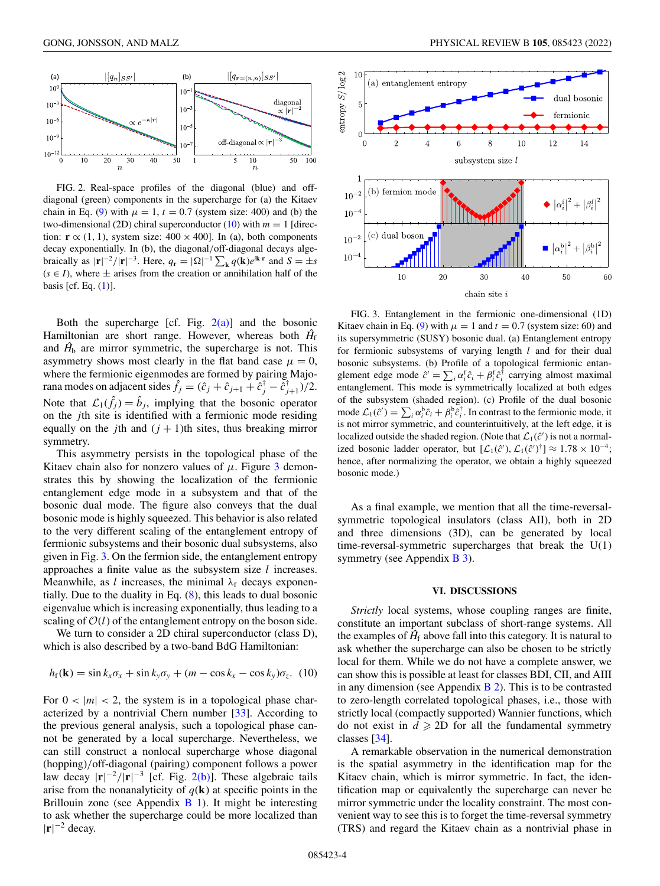FIG. 2. Real-space profiles of the diagonal (blue) and off-diagonal (green) components in the supercharge for (a) the Kitaev chain in Eq. (9) with $\mu = 1$, $t = 0.7$ (system size: 400) and (b) the two-dimensional (2D) chiral superconductor (10) with $m = 1$ [direction: $\mathbf{r} \propto (1, 1)$, system size: $400 \times 400$]. In (a), both components decay exponentially. In (b), the diagonal/off-diagonal decays algebraically as $|\mathbf{r}|^{-2}/|\mathbf{r}|^{-3}$. Here, $q_{\mathbf{r}} = |\Omega|^{-1} \sum_{\mathbf{k}} q(\mathbf{k}) e^{i\mathbf{k}\cdot\mathbf{r}}$ and $S = \pm s$ ($s \in I$), where $\pm$ arises from the creation or annihilation half of the basis [cf. Eq. (1)].

Both the supercharge [cf. Fig. 2(a)] and the bosonic Hamiltonian are short range. However, whereas both $\hat{H}_{\rm f}$ and $\hat{H}_{\rm b}$ are mirror symmetric, the supercharge is not. This asymmetry shows most clearly in the flat band case $\mu = 0$, where the fermionic eigenmodes are formed by pairing Majorana modes on adjacent sides $\hat{f}_j = (\hat{c}_j + \hat{c}_{j+1} + \hat{c}_j^\dagger - \hat{c}_{j+1}^\dagger)/2$. Note that $\mathcal{L}_1(\hat{f}_j) = \hat{b}_j$, implying that the bosonic operator on the $j$th site is identified with a fermionic mode residing equally on the $j$th and $(j+1)$th sites, thus breaking mirror symmetry.

This asymmetry persists in the topological phase of the Kitaev chain also for nonzero values of $\mu$. Figure 3 demonstrates this by showing the localization of the fermionic entanglement edge mode in a subsystem and that of the bosonic dual mode. The figure also conveys that the dual bosonic mode is highly squeezed. This behavior is also related to the very different scaling of the entanglement entropy of fermionic subsystems and their bosonic dual subsystems, also given in Fig. 3. On the fermion side, the entanglement entropy approaches a finite value as the subsystem size $l$ increases. Meanwhile, as $l$ increases, the minimal $\lambda_{\rm f}$ decays exponentially. Due to the duality in Eq. (8), this leads to dual bosonic eigenvalue which is increasing exponentially, thus leading to a scaling of $\mathcal{O}(l)$ of the entanglement entropy on the boson side.

We turn to consider a 2D chiral superconductor (class D), which is also described by a two-band BdG Hamiltonian:

$$h_{\rm f}(\mathbf{k}) = \sin k_x \sigma_x + \sin k_y \sigma_y + (m - \cos k_x - \cos k_y)\sigma_z. \quad (10)$$

For $0 < |m| < 2$, the system is in a topological phase characterized by a nontrivial Chern number [33]. According to the previous general analysis, such a topological phase cannot be generated by a local supercharge. Nevertheless, we can still construct a nonlocal supercharge whose diagonal (hopping)/off-diagonal (pairing) component follows a power law decay $|\mathbf{r}|^{-2}/|\mathbf{r}|^{-3}$ [cf. Fig. 2(b)]. These algebraic tails arise from the nonanalyticity of $q(\mathbf{k})$ at specific points in the Brillouin zone (see Appendix B 1). It might be interesting to ask whether the supercharge could be more localized than $|\mathbf{r}|^{-2}$ decay.

FIG. 3. Entanglement in the fermionic one-dimensional (1D) Kitaev chain in Eq. (9) with $\mu = 1$ and $t = 0.7$ (system size: 60) and its supersymmetric (SUSY) bosonic dual. (a) Entanglement entropy for fermionic subsystems of varying length $l$ and for their dual bosonic subsystems. (b) Profile of a topological fermionic entanglement edge mode $\hat{c}' = \sum_i \alpha_i^{\rm f} \hat{c}_i + \beta_i^{\rm f} \hat{c}_i^\dagger$ carrying almost maximal entanglement. This mode is symmetrically localized at both edges of the subsystem (shaded region). (c) Profile of the dual bosonic mode $\mathcal{L}_1(\hat{c}') = \sum_i \alpha_i^{\rm b} \hat{c}_i + \beta_i^{\rm b} \hat{c}_i^\dagger$. In contrast to the fermionic mode, it is not mirror symmetric, and counterintuitively, at the left edge, it is localized outside the shaded region. (Note that $\mathcal{L}_1(\hat{c}')$ is not a normalized bosonic ladder operator, but $[\mathcal{L}_1(\hat{c}'), \mathcal{L}_1(\hat{c}')^\dagger] \approx 1.78 \times 10^{-4}$; hence, after normalizing the operator, we obtain a highly squeezed bosonic mode.)

As a final example, we mention that all the time-reversal-symmetric topological insulators (class AII), both in 2D and three dimensions (3D), can be generated by local time-reversal-symmetric supercharges that break the U(1) symmetry (see Appendix B 3).

## VI. DISCUSSIONS

*Strictly* local systems, whose coupling ranges are finite, constitute an important subclass of short-range systems. All the examples of $\hat{H}_{\rm f}$ above fall into this category. It is natural to ask whether the supercharge can also be chosen to be strictly local for them. While we do not have a complete answer, we can show this is possible at least for classes BDI, CII, and AIII in any dimension (see Appendix B 2). This is to be contrasted to zero-length correlated topological phases, i.e., those with strictly local (compactly supported) Wannier functions, which do not exist in $d \geqslant 2$D for all the fundamental symmetry classes [34].

A remarkable observation in the numerical demonstration is the spatial asymmetry in the identification map for the Kitaev chain, which is mirror symmetric. In fact, the identification map or equivalently the supercharge can never be mirror symmetric under the locality constraint. The most convenient way to see this is to forget the time-reversal symmetry (TRS) and regard the Kitaev chain as a nontrivial phase in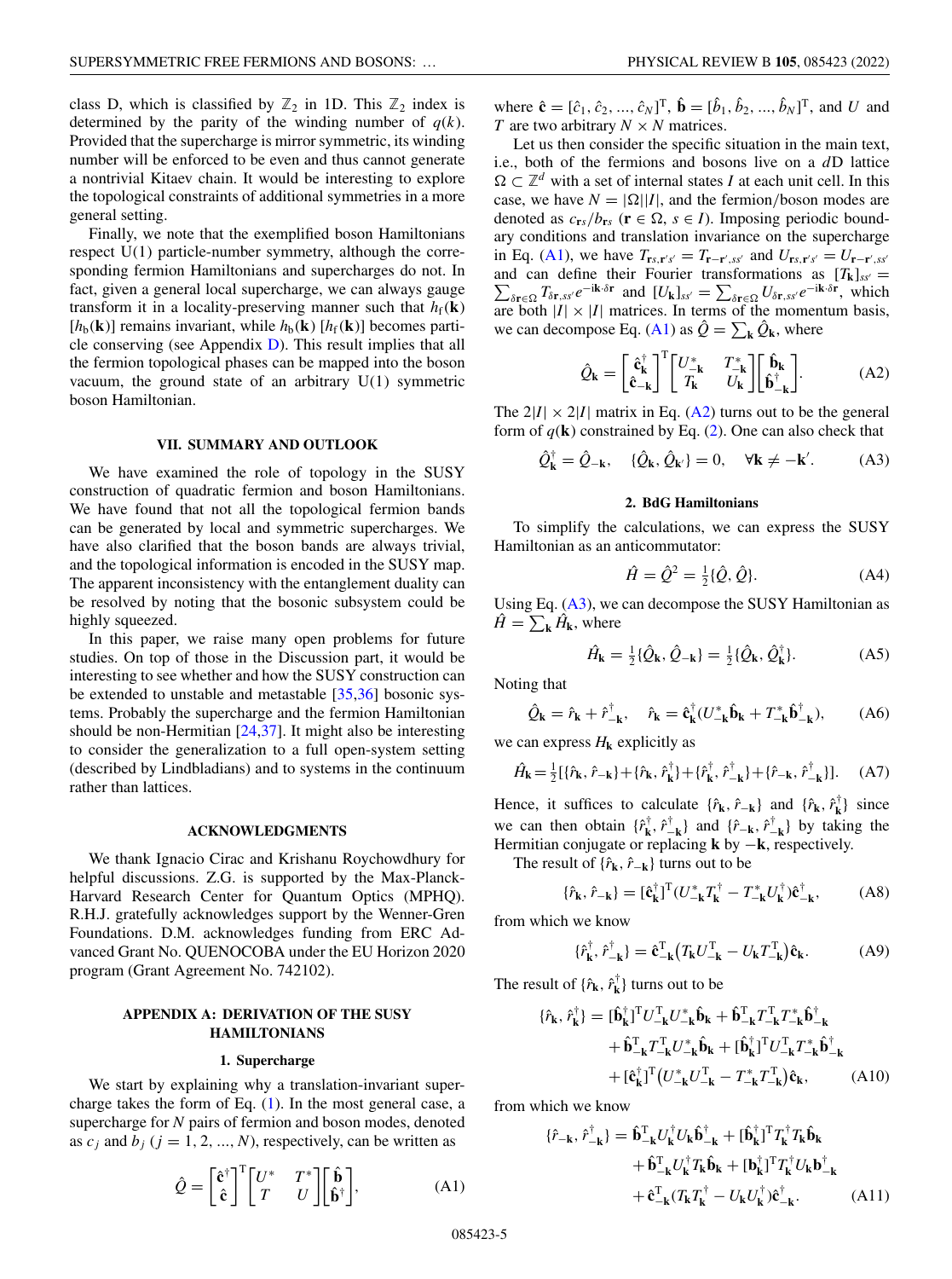class D, which is classified by $\mathbb{Z}_2$ in 1D. This $\mathbb{Z}_2$ index is determined by the parity of the winding number of $q(k)$. Provided that the supercharge is mirror symmetric, its winding number will be enforced to be even and thus cannot generate a nontrivial Kitaev chain. It would be interesting to explore the topological constraints of additional symmetries in a more general setting.

Finally, we note that the exemplified boson Hamiltonians respect U(1) particle-number symmetry, although the corresponding fermion Hamiltonians and supercharges do not. In fact, given a general local supercharge, we can always gauge transform it in a locality-preserving manner such that $h_{\rm f}(\mathbf{k})$ [$h_{\rm b}(\mathbf{k})$] remains invariant, while $h_{\rm b}(\mathbf{k})$ [$h_{\rm f}(\mathbf{k})$] becomes particle conserving (see Appendix D). This result implies that all the fermion topological phases can be mapped into the boson vacuum, the ground state of an arbitrary U(1) symmetric boson Hamiltonian.

## VII. SUMMARY AND OUTLOOK

We have examined the role of topology in the SUSY construction of quadratic fermion and boson Hamiltonians. We have found that not all the topological fermion bands can be generated by local and symmetric supercharges. We have also clarified that the boson bands are always trivial, and the topological information is encoded in the SUSY map. The apparent inconsistency with the entanglement duality can be resolved by noting that the bosonic subsystem could be highly squeezed.

In this paper, we raise many open problems for future studies. On top of those in the Discussion part, it would be interesting to see whether and how the SUSY construction can be extended to unstable and metastable [35,36] bosonic systems. Probably the supercharge and the fermion Hamiltonian should be non-Hermitian [24,37]. It might also be interesting to consider the generalization to a full open-system setting (described by Lindbladians) and to systems in the continuum rather than lattices.

## ACKNOWLEDGMENTS

We thank Ignacio Cirac and Krishanu Roychowdhury for helpful discussions. Z.G. is supported by the Max-Planck-Harvard Research Center for Quantum Optics (MPHQ). R.H.J. gratefully acknowledges support by the Wenner-Gren Foundations. D.M. acknowledges funding from ERC Advanced Grant No. QUENOCOBA under the EU Horizon 2020 program (Grant Agreement No. 742102).

## APPENDIX A: DERIVATION OF THE SUSY HAMILTONIANS

### 1. Supercharge

We start by explaining why a translation-invariant supercharge takes the form of Eq. (1). In the most general case, a supercharge for $N$ pairs of fermion and boson modes, denoted as $c_j$ and $b_j$ ($j = 1, 2, ..., N$), respectively, can be written as

$$\hat{Q} = \begin{bmatrix} \hat{\mathbf{c}}^\dagger \\ \hat{\mathbf{c}} \end{bmatrix}^{\rm T} \begin{bmatrix} U^* & T^* \\ T & U \end{bmatrix} \begin{bmatrix} \hat{\mathbf{b}} \\ \hat{\mathbf{b}}^\dagger \end{bmatrix}, \tag{A1}$$

where $\hat{\mathbf{c}} = [\hat{c}_1, \hat{c}_2, ..., \hat{c}_N]^{\rm T}$, $\hat{\mathbf{b}} = [\hat{b}_1, \hat{b}_2, ..., \hat{b}_N]^{\rm T}$, and $U$ and $T$ are two arbitrary $N \times N$ matrices.

Let us then consider the specific situation in the main text, i.e., both of the fermions and bosons live on a $d$D lattice $\Omega \subset \mathbb{Z}^d$ with a set of internal states $I$ at each unit cell. In this case, we have $N = |\Omega||I|$, and the fermion/boson modes are denoted as $c_{\mathbf{r}s}/b_{\mathbf{r}s}$ ($\mathbf{r} \in \Omega$, $s \in I$). Imposing periodic boundary conditions and translation invariance on the supercharge in Eq. (A1), we have $T_{\mathbf{r}s,\mathbf{r}'s'} = T_{\mathbf{r}-\mathbf{r}',ss'}$ and $U_{\mathbf{r}s,\mathbf{r}'s'} = U_{\mathbf{r}-\mathbf{r}',ss'}$ and can define their Fourier transformations as $[T_\mathbf{k}]_{ss'} = \sum_{\delta\mathbf{r}\in\Omega} T_{\delta\mathbf{r},ss'}e^{-i\mathbf{k}\cdot\delta\mathbf{r}}$ and $[U_\mathbf{k}]_{ss'} = \sum_{\delta\mathbf{r}\in\Omega} U_{\delta\mathbf{r},ss'}e^{-i\mathbf{k}\cdot\delta\mathbf{r}}$, which are both $|I| \times |I|$ matrices. In terms of the momentum basis, we can decompose Eq. (A1) as $\hat{Q} = \sum_\mathbf{k} \hat{Q}_\mathbf{k}$, where

$$\hat{Q}_\mathbf{k} = \begin{bmatrix} \hat{\mathbf{c}}^\dagger_\mathbf{k} \\ \hat{\mathbf{c}}_{-\mathbf{k}} \end{bmatrix}^{\rm T} \begin{bmatrix} U^*_{-\mathbf{k}} & T^*_{-\mathbf{k}} \\ T_\mathbf{k} & U_\mathbf{k} \end{bmatrix} \begin{bmatrix} \hat{\mathbf{b}}_\mathbf{k} \\ \hat{\mathbf{b}}^\dagger_{-\mathbf{k}} \end{bmatrix}. \tag{A2}$$

The $2|I| \times 2|I|$ matrix in Eq. (A2) turns out to be the general form of $q(\mathbf{k})$ constrained by Eq. (2). One can also check that

$$\hat{Q}^\dagger_\mathbf{k} = \hat{Q}_{-\mathbf{k}}, \quad \{\hat{Q}_\mathbf{k}, \hat{Q}_{\mathbf{k}'}\} = 0, \quad \forall \mathbf{k} \neq -\mathbf{k}'. \tag{A3}$$

### 2. BdG Hamiltonians

To simplify the calculations, we can express the SUSY Hamiltonian as an anticommutator:

$$\hat{H} = \hat{Q}^2 = \tfrac{1}{2}\{\hat{Q}, \hat{Q}\}. \tag{A4}$$

Using Eq. (A3), we can decompose the SUSY Hamiltonian as $\hat{H} = \sum_\mathbf{k} \hat{H}_\mathbf{k}$, where

$$\hat{H}_\mathbf{k} = \tfrac{1}{2}\{\hat{Q}_\mathbf{k}, \hat{Q}_{-\mathbf{k}}\} = \tfrac{1}{2}\{\hat{Q}_\mathbf{k}, \hat{Q}^\dagger_\mathbf{k}\}. \tag{A5}$$

Noting that

$$\hat{Q}_\mathbf{k} = \hat{r}_\mathbf{k} + \hat{r}^\dagger_{-\mathbf{k}}, \quad \hat{r}_\mathbf{k} = \hat{\mathbf{c}}^\dagger_\mathbf{k}(U^*_{-\mathbf{k}}\hat{\mathbf{b}}_\mathbf{k} + T^*_{-\mathbf{k}}\hat{\mathbf{b}}^\dagger_{-\mathbf{k}}), \tag{A6}$$

we can express $H_\mathbf{k}$ explicitly as

$$\hat{H}_\mathbf{k} = \tfrac{1}{2}[\{\hat{r}_\mathbf{k}, \hat{r}_{-\mathbf{k}}\} + \{\hat{r}_\mathbf{k}, \hat{r}^\dagger_\mathbf{k}\} + \{\hat{r}^\dagger_\mathbf{k}, \hat{r}^\dagger_{-\mathbf{k}}\} + \{\hat{r}_{-\mathbf{k}}, \hat{r}^\dagger_{-\mathbf{k}}\}]. \tag{A7}$$

Hence, it suffices to calculate $\{\hat{r}_\mathbf{k}, \hat{r}_{-\mathbf{k}}\}$ and $\{\hat{r}_\mathbf{k}, \hat{r}^\dagger_\mathbf{k}\}$ since we can then obtain $\{\hat{r}^\dagger_\mathbf{k}, \hat{r}^\dagger_{-\mathbf{k}}\}$ and $\{\hat{r}_{-\mathbf{k}}, \hat{r}^\dagger_{-\mathbf{k}}\}$ by taking the Hermitian conjugate or replacing $\mathbf{k}$ by $-\mathbf{k}$, respectively.

The result of $\{\hat{r}_\mathbf{k}, \hat{r}_{-\mathbf{k}}\}$ turns out to be

$$\{\hat{r}_\mathbf{k}, \hat{r}_{-\mathbf{k}}\} = [\hat{\mathbf{c}}^\dagger_\mathbf{k}]^{\rm T}(U^*_{-\mathbf{k}}T^\dagger_\mathbf{k} - T^*_{-\mathbf{k}}U^\dagger_\mathbf{k})\hat{\mathbf{c}}^\dagger_{-\mathbf{k}}, \tag{A8}$$

from which we know

$$\{\hat{r}^\dagger_\mathbf{k}, \hat{r}^\dagger_{-\mathbf{k}}\} = \hat{\mathbf{c}}^{\rm T}_{-\mathbf{k}}(T_\mathbf{k}U^{\rm T}_{-\mathbf{k}} - U_\mathbf{k}T^{\rm T}_{-\mathbf{k}})\hat{\mathbf{c}}_\mathbf{k}. \tag{A9}$$

The result of $\{\hat{r}_\mathbf{k}, \hat{r}^\dagger_\mathbf{k}\}$ turns out to be

$$\begin{aligned}\{\hat{r}_\mathbf{k}, \hat{r}^\dagger_\mathbf{k}\} = {} & [\hat{\mathbf{b}}^\dagger_\mathbf{k}]^{\rm T}U^{\rm T}_{-\mathbf{k}}U^*_{-\mathbf{k}}\hat{\mathbf{b}}_\mathbf{k} + \hat{\mathbf{b}}^{\rm T}_{-\mathbf{k}}T^{\rm T}_{-\mathbf{k}}T^*_{-\mathbf{k}}\hat{\mathbf{b}}^\dagger_{-\mathbf{k}} \\ & + \hat{\mathbf{b}}^{\rm T}_{-\mathbf{k}}T^{\rm T}_{-\mathbf{k}}U^*_{-\mathbf{k}}\hat{\mathbf{b}}_\mathbf{k} + [\hat{\mathbf{b}}^\dagger_\mathbf{k}]^{\rm T}U^{\rm T}_{-\mathbf{k}}T^*_{-\mathbf{k}}\hat{\mathbf{b}}^\dagger_{-\mathbf{k}} \\ & + [\hat{\mathbf{c}}^\dagger_\mathbf{k}]^{\rm T}(U^*_{-\mathbf{k}}U^{\rm T}_{-\mathbf{k}} - T^*_{-\mathbf{k}}T^{\rm T}_{-\mathbf{k}})\hat{\mathbf{c}}_\mathbf{k},\end{aligned} \tag{A10}$$

from which we know

$$\begin{aligned}\{\hat{r}_{-\mathbf{k}}, \hat{r}^\dagger_{-\mathbf{k}}\} = {} & \hat{\mathbf{b}}^{\rm T}_{-\mathbf{k}}U^\dagger_\mathbf{k}U_\mathbf{k}\hat{\mathbf{b}}^\dagger_{-\mathbf{k}} + [\hat{\mathbf{b}}^\dagger_\mathbf{k}]^{\rm T}T^\dagger_\mathbf{k}T_\mathbf{k}\hat{\mathbf{b}}_\mathbf{k} \\ & + \hat{\mathbf{b}}^{\rm T}_{-\mathbf{k}}U^\dagger_\mathbf{k}T_\mathbf{k}\hat{\mathbf{b}}_\mathbf{k} + [\hat{\mathbf{b}}^\dagger_\mathbf{k}]^{\rm T}T^\dagger_\mathbf{k}U_\mathbf{k}\mathbf{b}^\dagger_{-\mathbf{k}} \\ & + \hat{\mathbf{c}}^{\rm T}_{-\mathbf{k}}(T_\mathbf{k}T^\dagger_\mathbf{k} - U_\mathbf{k}U^\dagger_\mathbf{k})\hat{\mathbf{c}}^\dagger_{-\mathbf{k}}.\end{aligned} \tag{A11}$$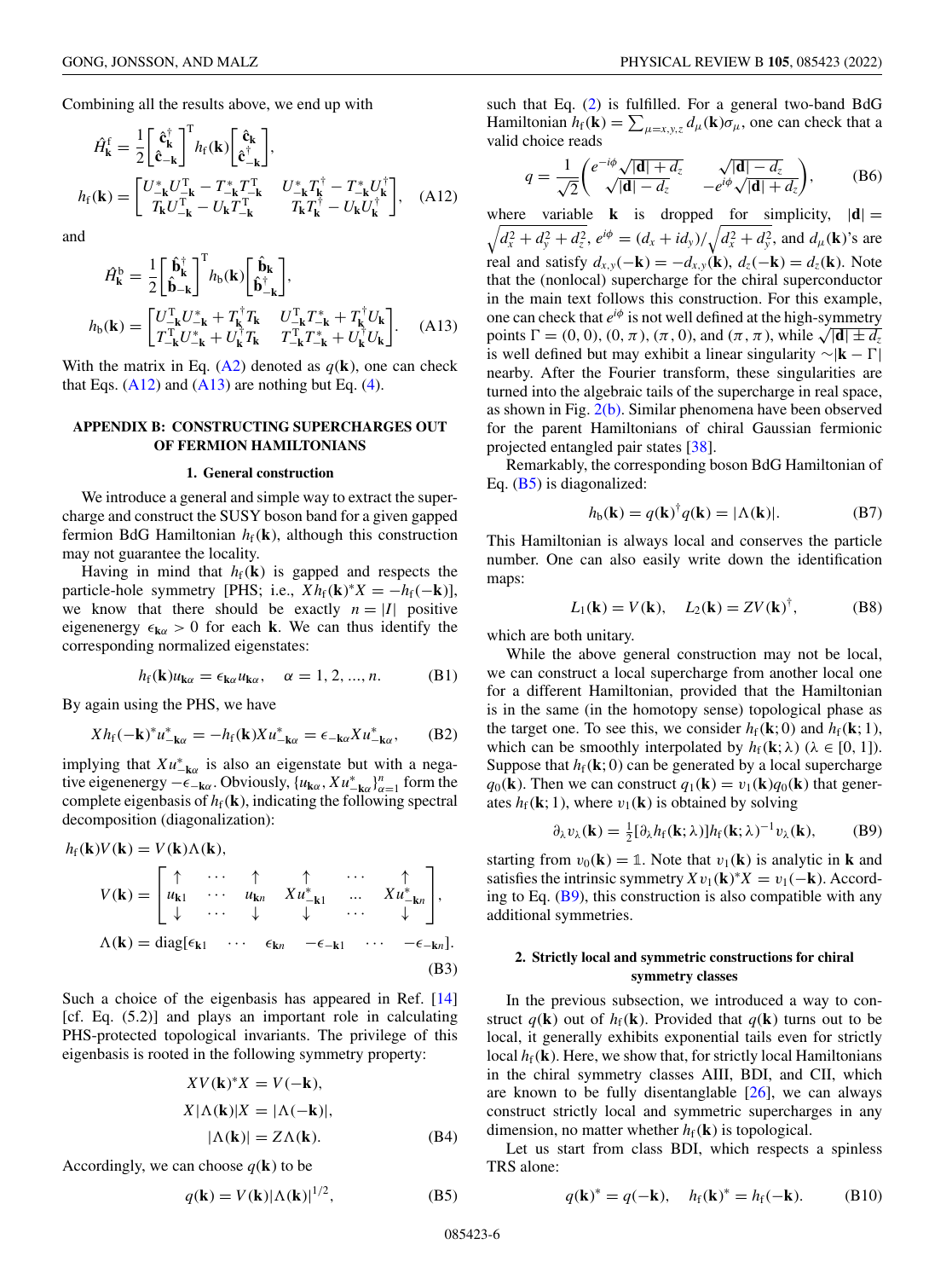Combining all the results above, we end up with

$$\hat{H}^{\rm f}_{\mathbf{k}} = \frac{1}{2}\begin{bmatrix}\hat{\mathbf{c}}^{\dagger}_{\mathbf{k}} \\ \hat{\mathbf{c}}_{-\mathbf{k}}\end{bmatrix}^{\rm T} h_{\rm f}(\mathbf{k})\begin{bmatrix}\hat{\mathbf{c}}_{\mathbf{k}} \\ \hat{\mathbf{c}}^{\dagger}_{-\mathbf{k}}\end{bmatrix},$$

$$h_{\rm f}(\mathbf{k}) = \begin{bmatrix} U^*_{-\mathbf{k}}U^{\rm T}_{-\mathbf{k}} - T^*_{-\mathbf{k}}T^{\rm T}_{-\mathbf{k}} & U^*_{-\mathbf{k}}T^{\dagger}_{\mathbf{k}} - T^*_{-\mathbf{k}}U^{\dagger}_{\mathbf{k}} \\ T_{\mathbf{k}}U^{\rm T}_{-\mathbf{k}} - U_{\mathbf{k}}T^{\rm T}_{-\mathbf{k}} & T_{\mathbf{k}}T^{\dagger}_{\mathbf{k}} - U_{\mathbf{k}}U^{\dagger}_{\mathbf{k}} \end{bmatrix}, \quad \text{(A12)}$$

and

$$\hat{H}^{\rm b}_{\mathbf{k}} = \frac{1}{2}\begin{bmatrix}\hat{\mathbf{b}}^{\dagger}_{\mathbf{k}} \\ \hat{\mathbf{b}}_{-\mathbf{k}}\end{bmatrix}^{\rm T} h_{\rm b}(\mathbf{k})\begin{bmatrix}\hat{\mathbf{b}}_{\mathbf{k}} \\ \hat{\mathbf{b}}^{\dagger}_{-\mathbf{k}}\end{bmatrix},$$

$$h_{\rm b}(\mathbf{k}) = \begin{bmatrix} U^{\rm T}_{-\mathbf{k}}U^*_{-\mathbf{k}} + T^{\dagger}_{\mathbf{k}}T_{\mathbf{k}} & U^{\rm T}_{-\mathbf{k}}T^*_{-\mathbf{k}} + T^{\dagger}_{\mathbf{k}}U_{\mathbf{k}} \\ T^{\rm T}_{-\mathbf{k}}U^*_{-\mathbf{k}} + U^{\dagger}_{\mathbf{k}}T_{\mathbf{k}} & T^{\rm T}_{-\mathbf{k}}T^*_{-\mathbf{k}} + U^{\dagger}_{\mathbf{k}}U_{\mathbf{k}} \end{bmatrix}. \quad \text{(A13)}$$

With the matrix in Eq. (A2) denoted as $q(\mathbf{k})$, one can check that Eqs. (A12) and (A13) are nothing but Eq. (4).

## APPENDIX B: CONSTRUCTING SUPERCHARGES OUT OF FERMION HAMILTONIANS

### 1. General construction

We introduce a general and simple way to extract the supercharge and construct the SUSY boson band for a given gapped fermion BdG Hamiltonian $h_{\rm f}(\mathbf{k})$, although this construction may not guarantee the locality.

Having in mind that $h_{\rm f}(\mathbf{k})$ is gapped and respects the particle-hole symmetry [PHS; i.e., $Xh_{\rm f}(\mathbf{k})^*X = -h_{\rm f}(-\mathbf{k})$], we know that there should be exactly $n = |I|$ positive eigenenergy $\epsilon_{\mathbf{k}\alpha} > 0$ for each $\mathbf{k}$. We can thus identify the corresponding normalized eigenstates:

$$h_{\rm f}(\mathbf{k})u_{\mathbf{k}\alpha} = \epsilon_{\mathbf{k}\alpha}u_{\mathbf{k}\alpha}, \quad \alpha = 1, 2, ..., n. \quad \text{(B1)}$$

By again using the PHS, we have

$$Xh_{\rm f}(-\mathbf{k})^*u^*_{-\mathbf{k}\alpha} = -h_{\rm f}(\mathbf{k})Xu^*_{-\mathbf{k}\alpha} = \epsilon_{-\mathbf{k}\alpha}Xu^*_{-\mathbf{k}\alpha}, \quad \text{(B2)}$$

implying that $Xu^*_{-\mathbf{k}\alpha}$ is also an eigenstate but with a negative eigenenergy $-\epsilon_{-\mathbf{k}\alpha}$. Obviously, $\{u_{\mathbf{k}\alpha}, Xu^*_{-\mathbf{k}\alpha}\}^n_{\alpha=1}$ form the complete eigenbasis of $h_{\rm f}(\mathbf{k})$, indicating the following spectral decomposition (diagonalization):

$$h_{\rm f}(\mathbf{k})V(\mathbf{k}) = V(\mathbf{k})\Lambda(\mathbf{k}),$$

$$V(\mathbf{k}) = \begin{bmatrix} \uparrow & \cdots & \uparrow & \uparrow & \cdots & \uparrow \\ u_{\mathbf{k}1} & \cdots & u_{\mathbf{k}n} & Xu^*_{-\mathbf{k}1} & \ldots & Xu^*_{-\mathbf{k}n} \\ \downarrow & \cdots & \downarrow & \downarrow & \cdots & \downarrow \end{bmatrix},$$

$$\Lambda(\mathbf{k}) = \text{diag}[\epsilon_{\mathbf{k}1} \quad \cdots \quad \epsilon_{\mathbf{k}n} \quad -\epsilon_{-\mathbf{k}1} \quad \cdots \quad -\epsilon_{-\mathbf{k}n}]. \quad \text{(B3)}$$

Such a choice of the eigenbasis has appeared in Ref. [14] [cf. Eq. (5.2)] and plays an important role in calculating PHS-protected topological invariants. The privilege of this eigenbasis is rooted in the following symmetry property:

$$XV(\mathbf{k})^*X = V(-\mathbf{k}),$$
$$X|\Lambda(\mathbf{k})|X = |\Lambda(-\mathbf{k})|,$$
$$|\Lambda(\mathbf{k})| = Z\Lambda(\mathbf{k}). \quad \text{(B4)}$$

Accordingly, we can choose $q(\mathbf{k})$ to be

$$q(\mathbf{k}) = V(\mathbf{k})|\Lambda(\mathbf{k})|^{1/2}, \quad \text{(B5)}$$

such that Eq. (2) is fulfilled. For a general two-band BdG Hamiltonian $h_{\rm f}(\mathbf{k}) = \sum_{\mu=x,y,z} d_\mu(\mathbf{k})\sigma_\mu$, one can check that a valid choice reads

$$q = \frac{1}{\sqrt{2}}\begin{pmatrix} e^{-i\phi}\sqrt{|\mathbf{d}| + d_z} & \sqrt{|\mathbf{d}| - d_z} \\ \sqrt{|\mathbf{d}| - d_z} & -e^{i\phi}\sqrt{|\mathbf{d}| + d_z} \end{pmatrix}, \quad \text{(B6)}$$

where variable $\mathbf{k}$ is dropped for simplicity, $|\mathbf{d}| = \sqrt{d_x^2 + d_y^2 + d_z^2}$, $e^{i\phi} = (d_x + id_y)/\sqrt{d_x^2 + d_y^2}$, and $d_\mu(\mathbf{k})$'s are real and satisfy $d_{x,y}(-\mathbf{k}) = -d_{x,y}(\mathbf{k})$, $d_z(-\mathbf{k}) = d_z(\mathbf{k})$. Note that the (nonlocal) supercharge for the chiral superconductor in the main text follows this construction. For this example, one can check that $e^{i\phi}$ is not well defined at the high-symmetry points $\Gamma = (0, 0), (0, \pi), (\pi, 0)$, and $(\pi, \pi)$, while $\sqrt{|\mathbf{d}| \pm d_z}$ is well defined but may exhibit a linear singularity $\sim|\mathbf{k} - \Gamma|$ nearby. After the Fourier transform, these singularities are turned into the algebraic tails of the supercharge in real space, as shown in Fig. 2(b). Similar phenomena have been observed for the parent Hamiltonians of chiral Gaussian fermionic projected entangled pair states [38].

Remarkably, the corresponding boson BdG Hamiltonian of Eq. (B5) is diagonalized:

$$h_{\rm b}(\mathbf{k}) = q(\mathbf{k})^{\dagger}q(\mathbf{k}) = |\Lambda(\mathbf{k})|. \quad \text{(B7)}$$

This Hamiltonian is always local and conserves the particle number. One can also easily write down the identification maps:

$$L_1(\mathbf{k}) = V(\mathbf{k}), \quad L_2(\mathbf{k}) = ZV(\mathbf{k})^{\dagger}, \quad \text{(B8)}$$

which are both unitary.

While the above general construction may not be local, we can construct a local supercharge from another local one for a different Hamiltonian, provided that the Hamiltonian is in the same (in the homotopy sense) topological phase as the target one. To see this, we consider $h_{\rm f}(\mathbf{k}; 0)$ and $h_{\rm f}(\mathbf{k}; 1)$, which can be smoothly interpolated by $h_{\rm f}(\mathbf{k}; \lambda)$ ($\lambda \in [0, 1]$). Suppose that $h_{\rm f}(\mathbf{k}; 0)$ can be generated by a local supercharge $q_0(\mathbf{k})$. Then we can construct $q_1(\mathbf{k}) = v_1(\mathbf{k})q_0(\mathbf{k})$ that generates $h_{\rm f}(\mathbf{k}; 1)$, where $v_1(\mathbf{k})$ is obtained by solving

$$\partial_\lambda v_\lambda(\mathbf{k}) = \tfrac{1}{2}[\partial_\lambda h_{\rm f}(\mathbf{k}; \lambda)]h_{\rm f}(\mathbf{k}; \lambda)^{-1}v_\lambda(\mathbf{k}), \quad \text{(B9)}$$

starting from $v_0(\mathbf{k}) = \mathbb{1}$. Note that $v_1(\mathbf{k})$ is analytic in $\mathbf{k}$ and satisfies the intrinsic symmetry $Xv_1(\mathbf{k})^*X = v_1(-\mathbf{k})$. According to Eq. (B9), this construction is also compatible with any additional symmetries.

### 2. Strictly local and symmetric constructions for chiral symmetry classes

In the previous subsection, we introduced a way to construct $q(\mathbf{k})$ out of $h_{\rm f}(\mathbf{k})$. Provided that $q(\mathbf{k})$ turns out to be local, it generally exhibits exponential tails even for strictly local $h_{\rm f}(\mathbf{k})$. Here, we show that, for strictly local Hamiltonians in the chiral symmetry classes AIII, BDI, and CII, which are known to be fully disentanglable [26], we can always construct strictly local and symmetric supercharges in any dimension, no matter whether $h_{\rm f}(\mathbf{k})$ is topological.

Let us start from class BDI, which respects a spinless TRS alone:

$$q(\mathbf{k})^* = q(-\mathbf{k}), \quad h_{\rm f}(\mathbf{k})^* = h_{\rm f}(-\mathbf{k}). \quad \text{(B10)}$$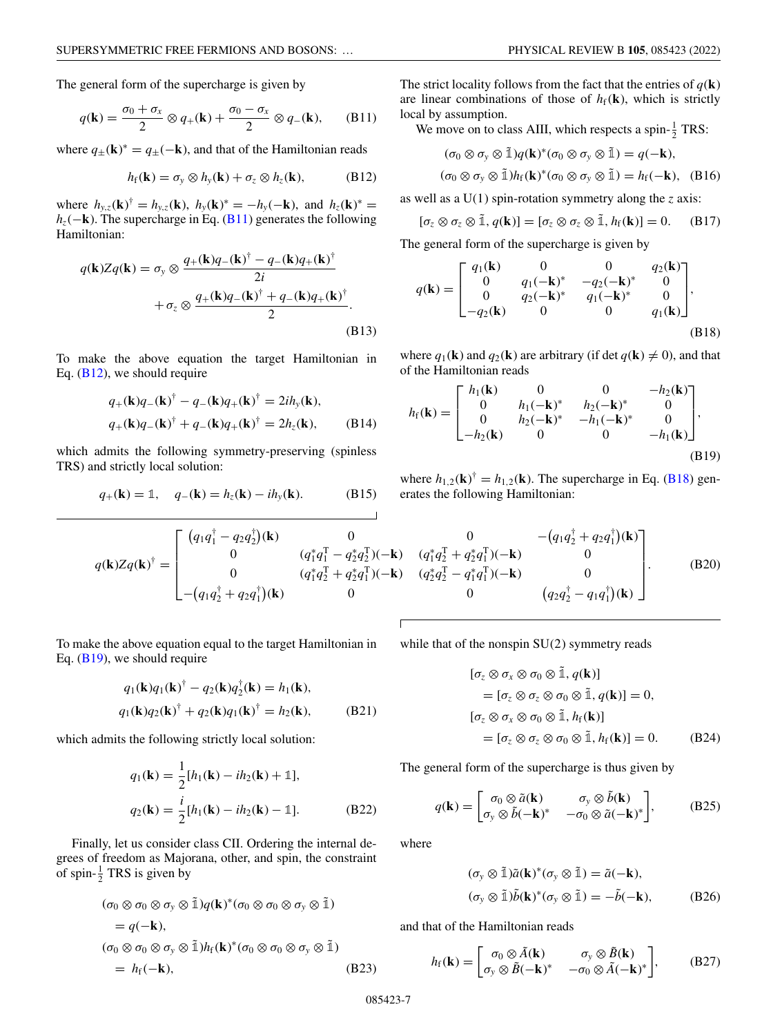The general form of the supercharge is given by

$$q(\mathbf{k}) = \frac{\sigma_0 + \sigma_x}{2} \otimes q_+(\mathbf{k}) + \frac{\sigma_0 - \sigma_x}{2} \otimes q_-(\mathbf{k}), \tag{B11}$$

where $q_\pm(\mathbf{k})^* = q_\pm(-\mathbf{k})$, and that of the Hamiltonian reads

$$h_\text{f}(\mathbf{k}) = \sigma_y \otimes h_y(\mathbf{k}) + \sigma_z \otimes h_z(\mathbf{k}), \tag{B12}$$

where $h_{y,z}(\mathbf{k})^\dagger = h_{y,z}(\mathbf{k})$, $h_y(\mathbf{k})^* = -h_y(-\mathbf{k})$, and $h_z(\mathbf{k})^* = h_z(-\mathbf{k})$. The supercharge in Eq. (B11) generates the following Hamiltonian:

$$q(\mathbf{k})Zq(\mathbf{k}) = \sigma_y \otimes \frac{q_+(\mathbf{k})q_-(\mathbf{k})^\dagger - q_-(\mathbf{k})q_+(\mathbf{k})^\dagger}{2i} + \sigma_z \otimes \frac{q_+(\mathbf{k})q_-(\mathbf{k})^\dagger + q_-(\mathbf{k})q_+(\mathbf{k})^\dagger}{2}. \tag{B13}$$

To make the above equation the target Hamiltonian in Eq. (B12), we should require

$$\begin{aligned} q_+(\mathbf{k})q_-(\mathbf{k})^\dagger - q_-(\mathbf{k})q_+(\mathbf{k})^\dagger &= 2ih_y(\mathbf{k}), \\ q_+(\mathbf{k})q_-(\mathbf{k})^\dagger + q_-(\mathbf{k})q_+(\mathbf{k})^\dagger &= 2h_z(\mathbf{k}), \end{aligned} \tag{B14}$$

which admits the following symmetry-preserving (spinless TRS) and strictly local solution:

$$q_+(\mathbf{k}) = \mathbb{1}, \quad q_-(\mathbf{k}) = h_z(\mathbf{k}) - ih_y(\mathbf{k}). \tag{B15}$$

The strict locality follows from the fact that the entries of $q(\mathbf{k})$ are linear combinations of those of $h_\text{f}(\mathbf{k})$, which is strictly local by assumption.

We move on to class AIII, which respects a spin-$\frac{1}{2}$ TRS:

$$\begin{aligned} (\sigma_0 \otimes \sigma_y \otimes \tilde{\mathbb{1}})q(\mathbf{k})^*(\sigma_0 \otimes \sigma_y \otimes \tilde{\mathbb{1}}) &= q(-\mathbf{k}), \\ (\sigma_0 \otimes \sigma_y \otimes \tilde{\mathbb{1}})h_\text{f}(\mathbf{k})^*(\sigma_0 \otimes \sigma_y \otimes \tilde{\mathbb{1}}) &= h_\text{f}(-\mathbf{k}), \end{aligned} \tag{B16}$$

as well as a U(1) spin-rotation symmetry along the $z$ axis:

$$[\sigma_z \otimes \sigma_z \otimes \tilde{\mathbb{1}}, q(\mathbf{k})] = [\sigma_z \otimes \sigma_z \otimes \tilde{\mathbb{1}}, h_\text{f}(\mathbf{k})] = 0. \tag{B17}$$

The general form of the supercharge is given by

$$q(\mathbf{k}) = \begin{bmatrix} q_1(\mathbf{k}) & 0 & 0 & q_2(\mathbf{k}) \\ 0 & q_1(-\mathbf{k})^* & -q_2(-\mathbf{k})^* & 0 \\ 0 & q_2(-\mathbf{k})^* & q_1(-\mathbf{k})^* & 0 \\ -q_2(\mathbf{k}) & 0 & 0 & q_1(\mathbf{k}) \end{bmatrix}, \tag{B18}$$

where $q_1(\mathbf{k})$ and $q_2(\mathbf{k})$ are arbitrary (if $\det q(\mathbf{k}) \neq 0$), and that of the Hamiltonian reads

$$h_\text{f}(\mathbf{k}) = \begin{bmatrix} h_1(\mathbf{k}) & 0 & 0 & -h_2(\mathbf{k}) \\ 0 & h_1(-\mathbf{k})^* & h_2(-\mathbf{k})^* & 0 \\ 0 & h_2(-\mathbf{k})^* & -h_1(-\mathbf{k})^* & 0 \\ -h_2(\mathbf{k}) & 0 & 0 & -h_1(\mathbf{k}) \end{bmatrix}, \tag{B19}$$

where $h_{1,2}(\mathbf{k})^\dagger = h_{1,2}(\mathbf{k})$. The supercharge in Eq. (B18) generates the following Hamiltonian:

$$q(\mathbf{k})Zq(\mathbf{k})^\dagger = \begin{bmatrix} (q_1q_1^\dagger - q_2q_2^\dagger)(\mathbf{k}) & 0 & 0 & -(q_1q_2^\dagger + q_2q_1^\dagger)(\mathbf{k}) \\ 0 & (q_1^*q_1^\text{T} - q_2^*q_2^\text{T})(-\mathbf{k}) & (q_1^*q_2^\text{T} + q_2^*q_1^\text{T})(-\mathbf{k}) & 0 \\ 0 & (q_1^*q_2^\text{T} + q_2^*q_1^\text{T})(-\mathbf{k}) & (q_2^*q_2^\text{T} - q_1^*q_1^\text{T})(-\mathbf{k}) & 0 \\ -(q_1q_2^\dagger + q_2q_1^\dagger)(\mathbf{k}) & 0 & 0 & (q_2q_2^\dagger - q_1q_1^\dagger)(\mathbf{k}) \end{bmatrix}. \tag{B20}$$

To make the above equation equal to the target Hamiltonian in Eq. (B19), we should require

$$\begin{aligned} q_1(\mathbf{k})q_1(\mathbf{k})^\dagger - q_2(\mathbf{k})q_2^\dagger(\mathbf{k}) &= h_1(\mathbf{k}), \\ q_1(\mathbf{k})q_2(\mathbf{k})^\dagger + q_2(\mathbf{k})q_1(\mathbf{k})^\dagger &= h_2(\mathbf{k}), \end{aligned} \tag{B21}$$

which admits the following strictly local solution:

$$\begin{aligned} q_1(\mathbf{k}) &= \frac{1}{2}[h_1(\mathbf{k}) - ih_2(\mathbf{k}) + \mathbb{1}], \\ q_2(\mathbf{k}) &= \frac{i}{2}[h_1(\mathbf{k}) - ih_2(\mathbf{k}) - \mathbb{1}]. \end{aligned} \tag{B22}$$

Finally, let us consider class CII. Ordering the internal degrees of freedom as Majorana, other, and spin, the constraint of spin-$\frac{1}{2}$ TRS is given by

$$\begin{aligned} (\sigma_0 \otimes \sigma_0 \otimes \sigma_y \otimes \tilde{\mathbb{1}})q(\mathbf{k})^*(\sigma_0 \otimes \sigma_0 \otimes \sigma_y \otimes \tilde{\mathbb{1}}) &= q(-\mathbf{k}), \\ (\sigma_0 \otimes \sigma_0 \otimes \sigma_y \otimes \tilde{\mathbb{1}})h_\text{f}(\mathbf{k})^*(\sigma_0 \otimes \sigma_0 \otimes \sigma_y \otimes \tilde{\mathbb{1}}) &= h_\text{f}(-\mathbf{k}), \end{aligned} \tag{B23}$$

while that of the nonspin SU(2) symmetry reads

$$\begin{aligned} [\sigma_z \otimes \sigma_x \otimes \sigma_0 \otimes \tilde{\mathbb{1}}, q(\mathbf{k})] &= [\sigma_z \otimes \sigma_z \otimes \sigma_0 \otimes \tilde{\mathbb{1}}, q(\mathbf{k})] = 0, \\ [\sigma_z \otimes \sigma_x \otimes \sigma_0 \otimes \tilde{\mathbb{1}}, h_\text{f}(\mathbf{k})] &= [\sigma_z \otimes \sigma_z \otimes \sigma_0 \otimes \tilde{\mathbb{1}}, h_\text{f}(\mathbf{k})] = 0. \end{aligned} \tag{B24}$$

The general form of the supercharge is thus given by

$$q(\mathbf{k}) = \begin{bmatrix} \sigma_0 \otimes \tilde{a}(\mathbf{k}) & \sigma_y \otimes \tilde{b}(\mathbf{k}) \\ \sigma_y \otimes \tilde{b}(-\mathbf{k})^* & -\sigma_0 \otimes \tilde{a}(-\mathbf{k})^* \end{bmatrix}, \tag{B25}$$

where

$$\begin{aligned} (\sigma_y \otimes \tilde{\mathbb{1}})\tilde{a}(\mathbf{k})^*(\sigma_y \otimes \tilde{\mathbb{1}}) &= \tilde{a}(-\mathbf{k}), \\ (\sigma_y \otimes \tilde{\mathbb{1}})\tilde{b}(\mathbf{k})^*(\sigma_y \otimes \tilde{\mathbb{1}}) &= -\tilde{b}(-\mathbf{k}), \end{aligned} \tag{B26}$$

and that of the Hamiltonian reads

$$h_\text{f}(\mathbf{k}) = \begin{bmatrix} \sigma_0 \otimes \tilde{A}(\mathbf{k}) & \sigma_y \otimes \tilde{B}(\mathbf{k}) \\ \sigma_y \otimes \tilde{B}(-\mathbf{k})^* & -\sigma_0 \otimes \tilde{A}(-\mathbf{k})^* \end{bmatrix}, \tag{B27}$$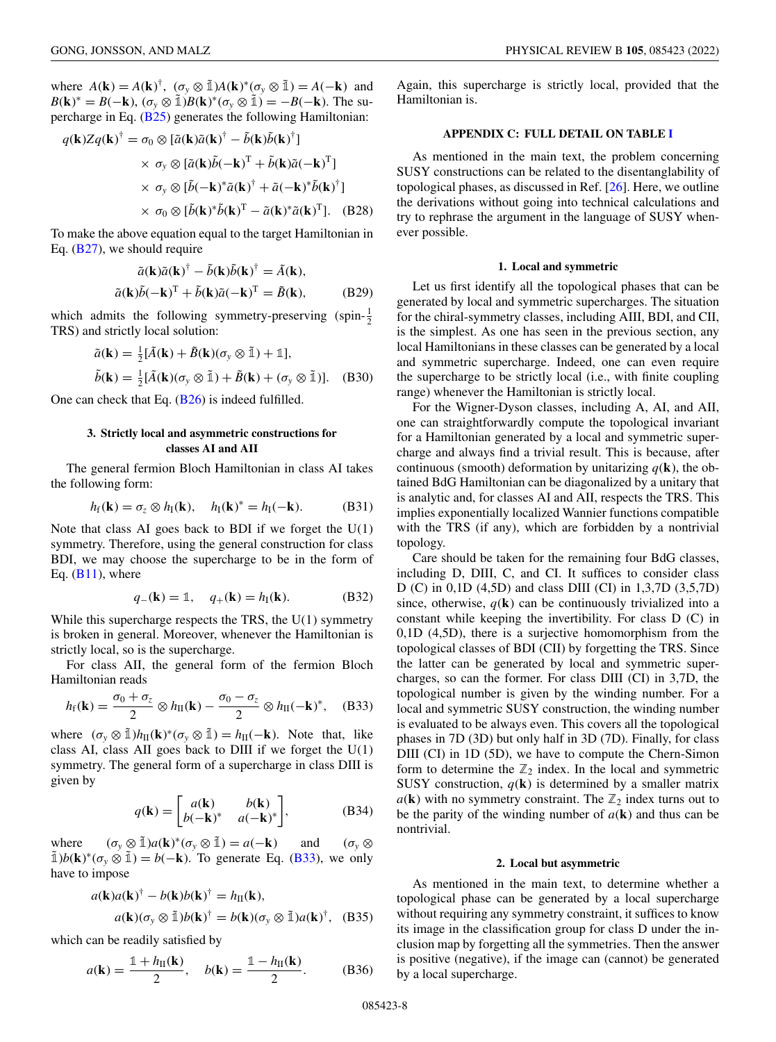where $A(\mathbf{k}) = A(\mathbf{k})^\dagger$, $(\sigma_y \otimes \tilde{\mathbb{1}})A(\mathbf{k})^*(\sigma_y \otimes \tilde{\mathbb{1}}) = A(-\mathbf{k})$ and $B(\mathbf{k})^* = B(-\mathbf{k})$, $(\sigma_y \otimes \tilde{\mathbb{1}})B(\mathbf{k})^*(\sigma_y \otimes \tilde{\mathbb{1}}) = -B(-\mathbf{k})$. The supercharge in Eq. (B25) generates the following Hamiltonian:

$$
\begin{aligned}
q(\mathbf{k})Zq(\mathbf{k})^\dagger = \sigma_0 \otimes [\tilde{a}(\mathbf{k})\tilde{a}(\mathbf{k})^\dagger - \tilde{b}(\mathbf{k})\tilde{b}(\mathbf{k})^\dagger] \\
\times\ \sigma_y \otimes [\tilde{a}(\mathbf{k})\tilde{b}(-\mathbf{k})^\mathrm{T} + \tilde{b}(\mathbf{k})\tilde{a}(-\mathbf{k})^\mathrm{T}] \\
\times\ \sigma_y \otimes [\tilde{b}(-\mathbf{k})^*\tilde{a}(\mathbf{k})^\dagger + \tilde{a}(-\mathbf{k})^*\tilde{b}(\mathbf{k})^\dagger] \\
\times\ \sigma_0 \otimes [\tilde{b}(\mathbf{k})^*\tilde{b}(\mathbf{k})^\mathrm{T} - \tilde{a}(\mathbf{k})^*\tilde{a}(\mathbf{k})^\mathrm{T}].
\end{aligned} \tag{B28}
$$

To make the above equation equal to the target Hamiltonian in Eq. (B27), we should require

$$
\begin{aligned}
\tilde{a}(\mathbf{k})\tilde{a}(\mathbf{k})^\dagger - \tilde{b}(\mathbf{k})\tilde{b}(\mathbf{k})^\dagger = \tilde{A}(\mathbf{k}), \\
\tilde{a}(\mathbf{k})\tilde{b}(-\mathbf{k})^\mathrm{T} + \tilde{b}(\mathbf{k})\tilde{a}(-\mathbf{k})^\mathrm{T} = \tilde{B}(\mathbf{k}),
\end{aligned} \tag{B29}
$$

which admits the following symmetry-preserving (spin-$\frac{1}{2}$ TRS) and strictly local solution:

$$
\begin{aligned}
\tilde{a}(\mathbf{k}) = \tfrac{1}{2}[\tilde{A}(\mathbf{k}) + \tilde{B}(\mathbf{k})(\sigma_y \otimes \tilde{\mathbb{1}}) + \mathbb{1}], \\
\tilde{b}(\mathbf{k}) = \tfrac{1}{2}[\tilde{A}(\mathbf{k})(\sigma_y \otimes \tilde{\mathbb{1}}) + \tilde{B}(\mathbf{k}) + (\sigma_y \otimes \tilde{\mathbb{1}})].
\end{aligned} \tag{B30}
$$

One can check that Eq. (B26) is indeed fulfilled.

### 3. Strictly local and asymmetric constructions for classes AI and AII

The general fermion Bloch Hamiltonian in class AI takes the following form:

$$
h_\mathrm{f}(\mathbf{k}) = \sigma_z \otimes h_\mathrm{I}(\mathbf{k}), \quad h_\mathrm{I}(\mathbf{k})^* = h_\mathrm{I}(-\mathbf{k}). \tag{B31}
$$

Note that class AI goes back to BDI if we forget the U(1) symmetry. Therefore, using the general construction for class BDI, we may choose the supercharge to be in the form of Eq. (B11), where

$$
q_-(\mathbf{k}) = \mathbb{1}, \quad q_+(\mathbf{k}) = h_\mathrm{I}(\mathbf{k}). \tag{B32}
$$

While this supercharge respects the TRS, the U(1) symmetry is broken in general. Moreover, whenever the Hamiltonian is strictly local, so is the supercharge.

For class AII, the general form of the fermion Bloch Hamiltonian reads

$$
h_\mathrm{f}(\mathbf{k}) = \frac{\sigma_0 + \sigma_z}{2} \otimes h_\mathrm{II}(\mathbf{k}) - \frac{\sigma_0 - \sigma_z}{2} \otimes h_\mathrm{II}(-\mathbf{k})^*, \tag{B33}
$$

where $(\sigma_y \otimes \tilde{\mathbb{1}})h_\mathrm{II}(\mathbf{k})^*(\sigma_y \otimes \tilde{\mathbb{1}}) = h_\mathrm{II}(-\mathbf{k})$. Note that, like class AI, class AII goes back to DIII if we forget the U(1) symmetry. The general form of a supercharge in class DIII is given by

$$
q(\mathbf{k}) = \begin{bmatrix} a(\mathbf{k}) & b(\mathbf{k}) \\ b(-\mathbf{k})^* & a(-\mathbf{k})^* \end{bmatrix}, \tag{B34}
$$

where $(\sigma_y \otimes \tilde{\mathbb{1}})a(\mathbf{k})^*(\sigma_y \otimes \tilde{\mathbb{1}}) = a(-\mathbf{k})$ and $(\sigma_y \otimes \tilde{\mathbb{1}})b(\mathbf{k})^*(\sigma_y \otimes \tilde{\mathbb{1}}) = b(-\mathbf{k})$. To generate Eq. (B33), we only have to impose

$$
\begin{aligned}
a(\mathbf{k})a(\mathbf{k})^\dagger - b(\mathbf{k})b(\mathbf{k})^\dagger = h_\mathrm{II}(\mathbf{k}), \\
a(\mathbf{k})(\sigma_y \otimes \tilde{\mathbb{1}})b(\mathbf{k})^\dagger = b(\mathbf{k})(\sigma_y \otimes \tilde{\mathbb{1}})a(\mathbf{k})^\dagger,
\end{aligned} \tag{B35}
$$

which can be readily satisfied by

$$
a(\mathbf{k}) = \frac{\mathbb{1} + h_\mathrm{II}(\mathbf{k})}{2}, \quad b(\mathbf{k}) = \frac{\mathbb{1} - h_\mathrm{II}(\mathbf{k})}{2}. \tag{B36}
$$

Again, this supercharge is strictly local, provided that the Hamiltonian is.

## APPENDIX C: FULL DETAIL ON TABLE I

As mentioned in the main text, the problem concerning SUSY constructions can be related to the disentanglability of topological phases, as discussed in Ref. [26]. Here, we outline the derivations without going into technical calculations and try to rephrase the argument in the language of SUSY whenever possible.

### 1. Local and symmetric

Let us first identify all the topological phases that can be generated by local and symmetric supercharges. The situation for the chiral-symmetry classes, including AIII, BDI, and CII, is the simplest. As one has seen in the previous section, any local Hamiltonians in these classes can be generated by a local and symmetric supercharge. Indeed, one can even require the supercharge to be strictly local (i.e., with finite coupling range) whenever the Hamiltonian is strictly local.

For the Wigner-Dyson classes, including A, AI, and AII, one can straightforwardly compute the topological invariant for a Hamiltonian generated by a local and symmetric supercharge and always find a trivial result. This is because, after continuous (smooth) deformation by unitarizing $q(\mathbf{k})$, the obtained BdG Hamiltonian can be diagonalized by a unitary that is analytic and, for classes AI and AII, respects the TRS. This implies exponentially localized Wannier functions compatible with the TRS (if any), which are forbidden by a nontrivial topology.

Care should be taken for the remaining four BdG classes, including D, DIII, C, and CI. It suffices to consider class D (C) in 0,1D (4,5D) and class DIII (CI) in 1,3,7D (3,5,7D) since, otherwise, $q(\mathbf{k})$ can be continuously trivialized into a constant while keeping the invertibility. For class D (C) in 0,1D (4,5D), there is a surjective homomorphism from the topological classes of BDI (CII) by forgetting the TRS. Since the latter can be generated by local and symmetric supercharges, so can the former. For class DIII (CI) in 3,7D, the topological number is given by the winding number. For a local and symmetric SUSY construction, the winding number is evaluated to be always even. This covers all the topological phases in 7D (3D) but only half in 3D (7D). Finally, for class DIII (CI) in 1D (5D), we have to compute the Chern-Simon form to determine the $\mathbb{Z}_2$ index. In the local and symmetric SUSY construction, $q(\mathbf{k})$ is determined by a smaller matrix $a(\mathbf{k})$ with no symmetry constraint. The $\mathbb{Z}_2$ index turns out to be the parity of the winding number of $a(\mathbf{k})$ and thus can be nontrivial.

### 2. Local but asymmetric

As mentioned in the main text, to determine whether a topological phase can be generated by a local supercharge without requiring any symmetry constraint, it suffices to know its image in the classification group for class D under the inclusion map by forgetting all the symmetries. Then the answer is positive (negative), if the image can (cannot) be generated by a local supercharge.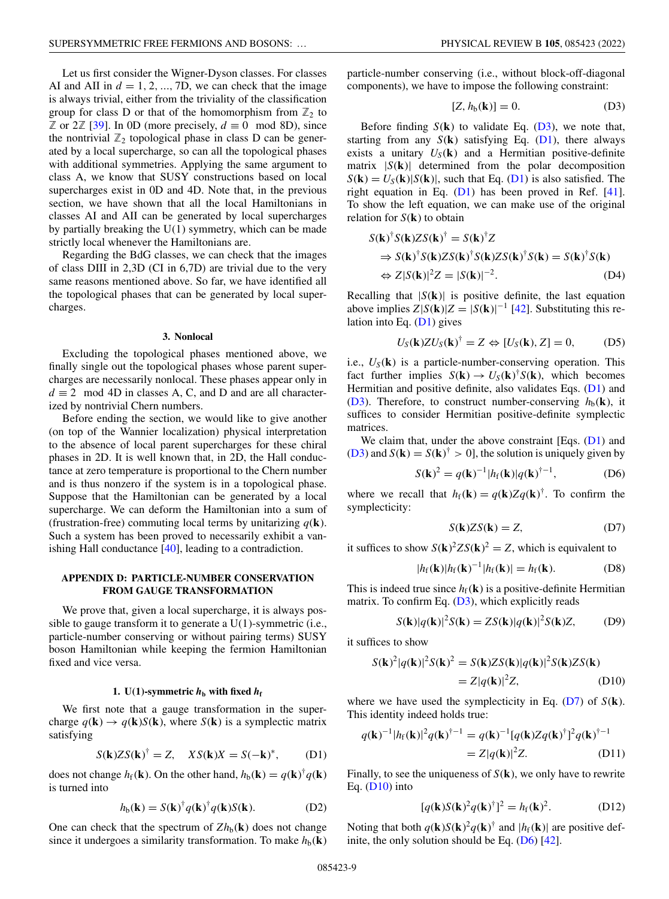Let us first consider the Wigner-Dyson classes. For classes AI and AII in $d = 1, 2, ..., 7$D, we can check that the image is always trivial, either from the triviality of the classification group for class D or that of the homomorphism from $\mathbb{Z}_2$ to $\mathbb{Z}$ or $2\mathbb{Z}$ [39]. In 0D (more precisely, $d \equiv 0 \mod 8$D), since the nontrivial $\mathbb{Z}_2$ topological phase in class D can be generated by a local supercharge, so can all the topological phases with additional symmetries. Applying the same argument to class A, we know that SUSY constructions based on local supercharges exist in 0D and 4D. Note that, in the previous section, we have shown that all the local Hamiltonians in classes AI and AII can be generated by local supercharges by partially breaking the U(1) symmetry, which can be made strictly local whenever the Hamiltonians are.

Regarding the BdG classes, we can check that the images of class DIII in 2,3D (CI in 6,7D) are trivial due to the very same reasons mentioned above. So far, we have identified all the topological phases that can be generated by local supercharges.

#### 3. Nonlocal

Excluding the topological phases mentioned above, we finally single out the topological phases whose parent supercharges are necessarily nonlocal. These phases appear only in $d \equiv 2 \mod 4$D in classes A, C, and D and are all characterized by nontrivial Chern numbers.

Before ending the section, we would like to give another (on top of the Wannier localization) physical interpretation to the absence of local parent supercharges for these chiral phases in 2D. It is well known that, in 2D, the Hall conductance at zero temperature is proportional to the Chern number and is thus nonzero if the system is in a topological phase. Suppose that the Hamiltonian can be generated by a local supercharge. We can deform the Hamiltonian into a sum of (frustration-free) commuting local terms by unitarizing $q(\mathbf{k})$. Such a system has been proved to necessarily exhibit a vanishing Hall conductance [40], leading to a contradiction.

## APPENDIX D: PARTICLE-NUMBER CONSERVATION FROM GAUGE TRANSFORMATION

We prove that, given a local supercharge, it is always possible to gauge transform it to generate a U(1)-symmetric (i.e., particle-number conserving or without pairing terms) SUSY boson Hamiltonian while keeping the fermion Hamiltonian fixed and vice versa.

### 1. U(1)-symmetric $h_{\mathrm{b}}$ with fixed $h_{\mathrm{f}}$

We first note that a gauge transformation in the supercharge $q(\mathbf{k}) \to q(\mathbf{k})S(\mathbf{k})$, where $S(\mathbf{k})$ is a symplectic matrix satisfying

$$S(\mathbf{k})ZS(\mathbf{k})^\dagger = Z, \quad XS(\mathbf{k})X = S(-\mathbf{k})^*, \tag{D1}$$

does not change $h_{\mathrm{f}}(\mathbf{k})$. On the other hand, $h_{\mathrm{b}}(\mathbf{k}) = q(\mathbf{k})^\dagger q(\mathbf{k})$ is turned into

$$h_{\mathrm{b}}(\mathbf{k}) = S(\mathbf{k})^\dagger q(\mathbf{k})^\dagger q(\mathbf{k})S(\mathbf{k}). \tag{D2}$$

One can check that the spectrum of $Zh_{\mathrm{b}}(\mathbf{k})$ does not change since it undergoes a similarity transformation. To make $h_{\mathrm{b}}(\mathbf{k})$ particle-number conserving (i.e., without block-off-diagonal components), we have to impose the following constraint:

$$[Z, h_{\mathrm{b}}(\mathbf{k})] = 0. \tag{D3}$$

Before finding $S(\mathbf{k})$ to validate Eq. (D3), we note that, starting from any $S(\mathbf{k})$ satisfying Eq. (D1), there always exists a unitary $U_S(\mathbf{k})$ and a Hermitian positive-definite matrix $|S(\mathbf{k})|$ determined from the polar decomposition $S(\mathbf{k}) = U_S(\mathbf{k})|S(\mathbf{k})|$, such that Eq. (D1) is also satisfied. The right equation in Eq. (D1) has been proved in Ref. [41]. To show the left equation, we can make use of the original relation for $S(\mathbf{k})$ to obtain

$$\begin{aligned} &S(\mathbf{k})^\dagger S(\mathbf{k})ZS(\mathbf{k})^\dagger = S(\mathbf{k})^\dagger Z \\ &\Rightarrow S(\mathbf{k})^\dagger S(\mathbf{k})ZS(\mathbf{k})^\dagger S(\mathbf{k})ZS(\mathbf{k})^\dagger S(\mathbf{k}) = S(\mathbf{k})^\dagger S(\mathbf{k}) \\ &\Leftrightarrow Z|S(\mathbf{k})|^2 Z = |S(\mathbf{k})|^{-2}. \end{aligned} \tag{D4}$$

Recalling that $|S(\mathbf{k})|$ is positive definite, the last equation above implies $Z|S(\mathbf{k})|Z = |S(\mathbf{k})|^{-1}$ [42]. Substituting this relation into Eq. (D1) gives

$$U_S(\mathbf{k})ZU_S(\mathbf{k})^\dagger = Z \Leftrightarrow [U_S(\mathbf{k}), Z] = 0, \tag{D5}$$

i.e., $U_S(\mathbf{k})$ is a particle-number-conserving operation. This fact further implies $S(\mathbf{k}) \to U_S(\mathbf{k})^\dagger S(\mathbf{k})$, which becomes Hermitian and positive definite, also validates Eqs. (D1) and (D3). Therefore, to construct number-conserving $h_{\mathrm{b}}(\mathbf{k})$, it suffices to consider Hermitian positive-definite symplectic matrices.

We claim that, under the above constraint [Eqs. (D1) and (D3) and $S(\mathbf{k}) = S(\mathbf{k})^\dagger > 0$], the solution is uniquely given by

$$S(\mathbf{k})^2 = q(\mathbf{k})^{-1}|h_{\mathrm{f}}(\mathbf{k})|q(\mathbf{k})^{\dagger-1}, \tag{D6}$$

where we recall that $h_{\mathrm{f}}(\mathbf{k}) = q(\mathbf{k})Zq(\mathbf{k})^\dagger$. To confirm the symplecticity:

$$S(\mathbf{k})ZS(\mathbf{k}) = Z, \tag{D7}$$

it suffices to show $S(\mathbf{k})^2ZS(\mathbf{k})^2 = Z$, which is equivalent to

$$|h_{\mathrm{f}}(\mathbf{k})|h_{\mathrm{f}}(\mathbf{k})^{-1}|h_{\mathrm{f}}(\mathbf{k})| = h_{\mathrm{f}}(\mathbf{k}). \tag{D8}$$

This is indeed true since $h_{\mathrm{f}}(\mathbf{k})$ is a positive-definite Hermitian matrix. To confirm Eq. (D3), which explicitly reads

$$S(\mathbf{k})|q(\mathbf{k})|^2S(\mathbf{k}) = ZS(\mathbf{k})|q(\mathbf{k})|^2S(\mathbf{k})Z, \tag{D9}$$

it suffices to show

$$\begin{aligned} S(\mathbf{k})^2|q(\mathbf{k})|^2S(\mathbf{k})^2 &= S(\mathbf{k})ZS(\mathbf{k})|q(\mathbf{k})|^2S(\mathbf{k})ZS(\mathbf{k}) \\ &= Z|q(\mathbf{k})|^2Z, \end{aligned} \tag{D10}$$

where we have used the symplecticity in Eq. (D7) of $S(\mathbf{k})$. This identity indeed holds true:

$$\begin{aligned} q(\mathbf{k})^{-1}|h_{\mathrm{f}}(\mathbf{k})|^2q(\mathbf{k})^{\dagger-1} &= q(\mathbf{k})^{-1}[q(\mathbf{k})Zq(\mathbf{k})^\dagger]^2q(\mathbf{k})^{\dagger-1} \\ &= Z|q(\mathbf{k})|^2Z. \end{aligned} \tag{D11}$$

Finally, to see the uniqueness of $S(\mathbf{k})$, we only have to rewrite Eq. (D10) into

$$[q(\mathbf{k})S(\mathbf{k})^2q(\mathbf{k})^\dagger]^2 = h_{\mathrm{f}}(\mathbf{k})^2. \tag{D12}$$

Noting that both $q(\mathbf{k})S(\mathbf{k})^2q(\mathbf{k})^\dagger$ and $|h_{\mathrm{f}}(\mathbf{k})|$ are positive definite, the only solution should be Eq. (D6) [42].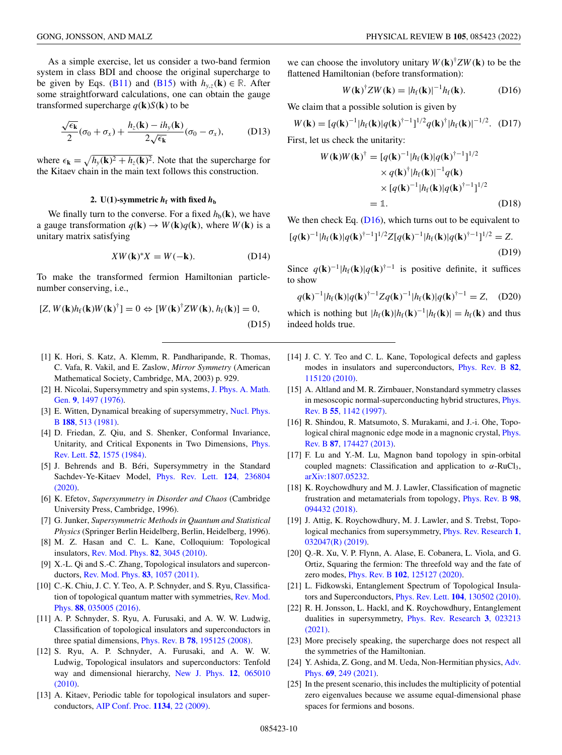As a simple exercise, let us consider a two-band fermion system in class BDI and choose the original supercharge to be given by Eqs. (B11) and (B15) with $h_{y,z}(\mathbf{k}) \in \mathbb{R}$. After some straightforward calculations, one can obtain the gauge transformed supercharge $q(\mathbf{k})S(\mathbf{k})$ to be

$$\frac{\sqrt{\epsilon_{\mathbf{k}}}}{2}(\sigma_0 + \sigma_x) + \frac{h_z(\mathbf{k}) - ih_y(\mathbf{k})}{2\sqrt{\epsilon_{\mathbf{k}}}}(\sigma_0 - \sigma_x), \tag{D13}$$

where $\epsilon_{\mathbf{k}} = \sqrt{h_y(\mathbf{k})^2 + h_z(\mathbf{k})^2}$. Note that the supercharge for the Kitaev chain in the main text follows this construction.

### 2. U(1)-symmetric $h_{\mathrm{f}}$ with fixed $h_{\mathrm{b}}$

We finally turn to the converse. For a fixed $h_{\mathrm{b}}(\mathbf{k})$, we have a gauge transformation $q(\mathbf{k}) \to W(\mathbf{k})q(\mathbf{k})$, where $W(\mathbf{k})$ is a unitary matrix satisfying

$$XW(\mathbf{k})^*X = W(-\mathbf{k}). \tag{D14}$$

To make the transformed fermion Hamiltonian particle-number conserving, i.e.,

$$[Z, W(\mathbf{k})h_{\mathrm{f}}(\mathbf{k})W(\mathbf{k})^\dagger] = 0 \Leftrightarrow [W(\mathbf{k})^\dagger ZW(\mathbf{k}), h_{\mathrm{f}}(\mathbf{k})] = 0, \tag{D15}$$

we can choose the involutory unitary $W(\mathbf{k})^\dagger ZW(\mathbf{k})$ to be the flattened Hamiltonian (before transformation):

$$W(\mathbf{k})^\dagger ZW(\mathbf{k}) = |h_{\mathrm{f}}(\mathbf{k})|^{-1}h_{\mathrm{f}}(\mathbf{k}). \tag{D16}$$

We claim that a possible solution is given by

$$W(\mathbf{k}) = [q(\mathbf{k})^{-1}|h_{\mathrm{f}}(\mathbf{k})|q(\mathbf{k})^{\dagger -1}]^{1/2}q(\mathbf{k})^\dagger|h_{\mathrm{f}}(\mathbf{k})|^{-1/2}. \tag{D17}$$

First, let us check the unitarity:

$$\begin{aligned} W(\mathbf{k})W(\mathbf{k})^\dagger &= [q(\mathbf{k})^{-1}|h_{\mathrm{f}}(\mathbf{k})|q(\mathbf{k})^{\dagger -1}]^{1/2} \\ &\quad \times q(\mathbf{k})^\dagger|h_{\mathrm{f}}(\mathbf{k})|^{-1}q(\mathbf{k}) \\ &\quad \times [q(\mathbf{k})^{-1}|h_{\mathrm{f}}(\mathbf{k})|q(\mathbf{k})^{\dagger -1}]^{1/2} \\ &= \mathbb{1}. \end{aligned} \tag{D18}$$

We then check Eq. (D16), which turns out to be equivalent to

$$[q(\mathbf{k})^{-1}|h_{\mathrm{f}}(\mathbf{k})|q(\mathbf{k})^{\dagger -1}]^{1/2}Z[q(\mathbf{k})^{-1}|h_{\mathrm{f}}(\mathbf{k})|q(\mathbf{k})^{\dagger -1}]^{1/2} = Z. \tag{D19}$$

Since $q(\mathbf{k})^{-1}|h_{\mathrm{f}}(\mathbf{k})|q(\mathbf{k})^{\dagger -1}$ is positive definite, it suffices to show

$$q(\mathbf{k})^{-1}|h_{\mathrm{f}}(\mathbf{k})|q(\mathbf{k})^{\dagger -1}Zq(\mathbf{k})^{-1}|h_{\mathrm{f}}(\mathbf{k})|q(\mathbf{k})^{\dagger -1} = Z, \tag{D20}$$

which is nothing but $|h_{\mathrm{f}}(\mathbf{k})|h_{\mathrm{f}}(\mathbf{k})^{-1}|h_{\mathrm{f}}(\mathbf{k})| = h_{\mathrm{f}}(\mathbf{k})$ and thus indeed holds true.

---

[1] K. Hori, S. Katz, A. Klemm, R. Pandharipande, R. Thomas, C. Vafa, R. Vakil, and E. Zaslow, *Mirror Symmetry* (American Mathematical Society, Cambridge, MA, 2003) p. 929.

[2] H. Nicolai, Supersymmetry and spin systems, J. Phys. A. Math. Gen. **9**, 1497 (1976).

[3] E. Witten, Dynamical breaking of supersymmetry, Nucl. Phys. B **188**, 513 (1981).

[4] D. Friedan, Z. Qiu, and S. Shenker, Conformal Invariance, Unitarity, and Critical Exponents in Two Dimensions, Phys. Rev. Lett. **52**, 1575 (1984).

[5] J. Behrends and B. Béri, Supersymmetry in the Standard Sachdev-Ye-Kitaev Model, Phys. Rev. Lett. **124**, 236804 (2020).

[6] K. Efetov, *Supersymmetry in Disorder and Chaos* (Cambridge University Press, Cambridge, 1996).

[7] G. Junker, *Supersymmetric Methods in Quantum and Statistical Physics* (Springer Berlin Heidelberg, Berlin, Heidelberg, 1996).

[8] M. Z. Hasan and C. L. Kane, Colloquium: Topological insulators, Rev. Mod. Phys. **82**, 3045 (2010).

[9] X.-L. Qi and S.-C. Zhang, Topological insulators and superconductors, Rev. Mod. Phys. **83**, 1057 (2011).

[10] C.-K. Chiu, J. C. Y. Teo, A. P. Schnyder, and S. Ryu, Classification of topological quantum matter with symmetries, Rev. Mod. Phys. **88**, 035005 (2016).

[11] A. P. Schnyder, S. Ryu, A. Furusaki, and A. W. W. Ludwig, Classification of topological insulators and superconductors in three spatial dimensions, Phys. Rev. B **78**, 195125 (2008).

[12] S. Ryu, A. P. Schnyder, A. Furusaki, and A. W. W. Ludwig, Topological insulators and superconductors: Tenfold way and dimensional hierarchy, New J. Phys. **12**, 065010 (2010).

[13] A. Kitaev, Periodic table for topological insulators and superconductors, AIP Conf. Proc. **1134**, 22 (2009).

[14] J. C. Y. Teo and C. L. Kane, Topological defects and gapless modes in insulators and superconductors, Phys. Rev. B **82**, 115120 (2010).

[15] A. Altland and M. R. Zirnbauer, Nonstandard symmetry classes in mesoscopic normal-superconducting hybrid structures, Phys. Rev. B **55**, 1142 (1997).

[16] R. Shindou, R. Matsumoto, S. Murakami, and J.-i. Ohe, Topological chiral magnonic edge mode in a magnonic crystal, Phys. Rev. B **87**, 174427 (2013).

[17] F. Lu and Y.-M. Lu, Magnon band topology in spin-orbital coupled magnets: Classification and application to $\alpha$-RuCl$_3$, arXiv:1807.05232.

[18] K. Roychowdhury and M. J. Lawler, Classification of magnetic frustration and metamaterials from topology, Phys. Rev. B **98**, 094432 (2018).

[19] J. Attig, K. Roychowdhury, M. J. Lawler, and S. Trebst, Topological mechanics from supersymmetry, Phys. Rev. Research **1**, 032047(R) (2019).

[20] Q.-R. Xu, V. P. Flynn, A. Alase, E. Cobanera, L. Viola, and G. Ortiz, Squaring the fermion: The threefold way and the fate of zero modes, Phys. Rev. B **102**, 125127 (2020).

[21] L. Fidkowski, Entanglement Spectrum of Topological Insulators and Superconductors, Phys. Rev. Lett. **104**, 130502 (2010).

[22] R. H. Jonsson, L. Hackl, and K. Roychowdhury, Entanglement dualities in supersymmetry, Phys. Rev. Research **3**, 023213 (2021).

[23] More precisely speaking, the supercharge does not respect all the symmetries of the Hamiltonian.

[24] Y. Ashida, Z. Gong, and M. Ueda, Non-Hermitian physics, Adv. Phys. **69**, 249 (2021).

[25] In the present scenario, this includes the multiplicity of potential zero eigenvalues because we assume equal-dimensional phase spaces for fermions and bosons.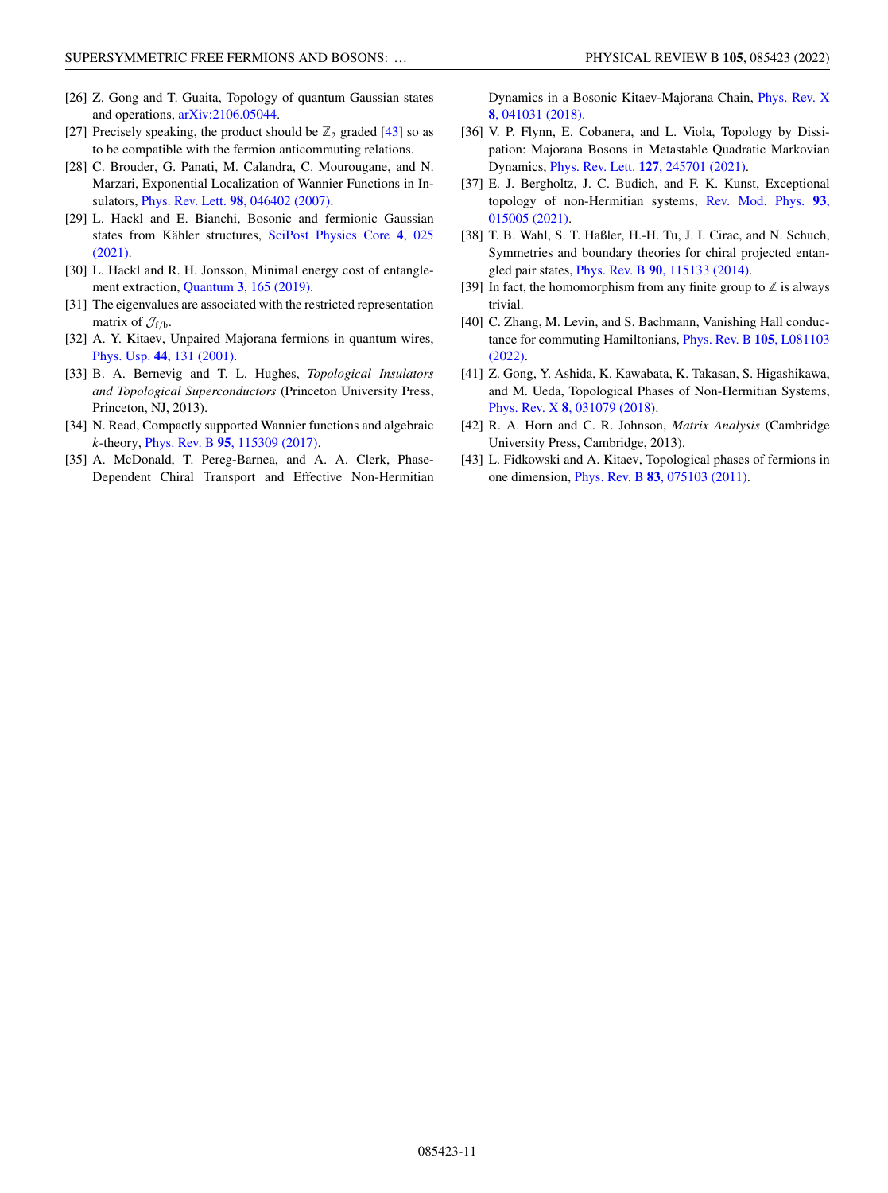[26] Z. Gong and T. Guaita, Topology of quantum Gaussian states and operations, arXiv:2106.05044.

[27] Precisely speaking, the product should be $\mathbb{Z}_2$ graded [43] so as to be compatible with the fermion anticommuting relations.

[28] C. Brouder, G. Panati, M. Calandra, C. Mourougane, and N. Marzari, Exponential Localization of Wannier Functions in Insulators, Phys. Rev. Lett. **98**, 046402 (2007).

[29] L. Hackl and E. Bianchi, Bosonic and fermionic Gaussian states from Kähler structures, SciPost Physics Core **4**, 025 (2021).

[30] L. Hackl and R. H. Jonsson, Minimal energy cost of entanglement extraction, Quantum **3**, 165 (2019).

[31] The eigenvalues are associated with the restricted representation matrix of $\mathcal{J}_{\mathrm{f/b}}$.

[32] A. Y. Kitaev, Unpaired Majorana fermions in quantum wires, Phys. Usp. **44**, 131 (2001).

[33] B. A. Bernevig and T. L. Hughes, *Topological Insulators and Topological Superconductors* (Princeton University Press, Princeton, NJ, 2013).

[34] N. Read, Compactly supported Wannier functions and algebraic *k*-theory, Phys. Rev. B **95**, 115309 (2017).

[35] A. McDonald, T. Pereg-Barnea, and A. A. Clerk, Phase-Dependent Chiral Transport and Effective Non-Hermitian Dynamics in a Bosonic Kitaev-Majorana Chain, Phys. Rev. X **8**, 041031 (2018).

[36] V. P. Flynn, E. Cobanera, and L. Viola, Topology by Dissipation: Majorana Bosons in Metastable Quadratic Markovian Dynamics, Phys. Rev. Lett. **127**, 245701 (2021).

[37] E. J. Bergholtz, J. C. Budich, and F. K. Kunst, Exceptional topology of non-Hermitian systems, Rev. Mod. Phys. **93**, 015005 (2021).

[38] T. B. Wahl, S. T. Haßler, H.-H. Tu, J. I. Cirac, and N. Schuch, Symmetries and boundary theories for chiral projected entangled pair states, Phys. Rev. B **90**, 115133 (2014).

[39] In fact, the homomorphism from any finite group to $\mathbb{Z}$ is always trivial.

[40] C. Zhang, M. Levin, and S. Bachmann, Vanishing Hall conductance for commuting Hamiltonians, Phys. Rev. B **105**, L081103 (2022).

[41] Z. Gong, Y. Ashida, K. Kawabata, K. Takasan, S. Higashikawa, and M. Ueda, Topological Phases of Non-Hermitian Systems, Phys. Rev. X **8**, 031079 (2018).

[42] R. A. Horn and C. R. Johnson, *Matrix Analysis* (Cambridge University Press, Cambridge, 2013).

[43] L. Fidkowski and A. Kitaev, Topological phases of fermions in one dimension, Phys. Rev. B **83**, 075103 (2011).